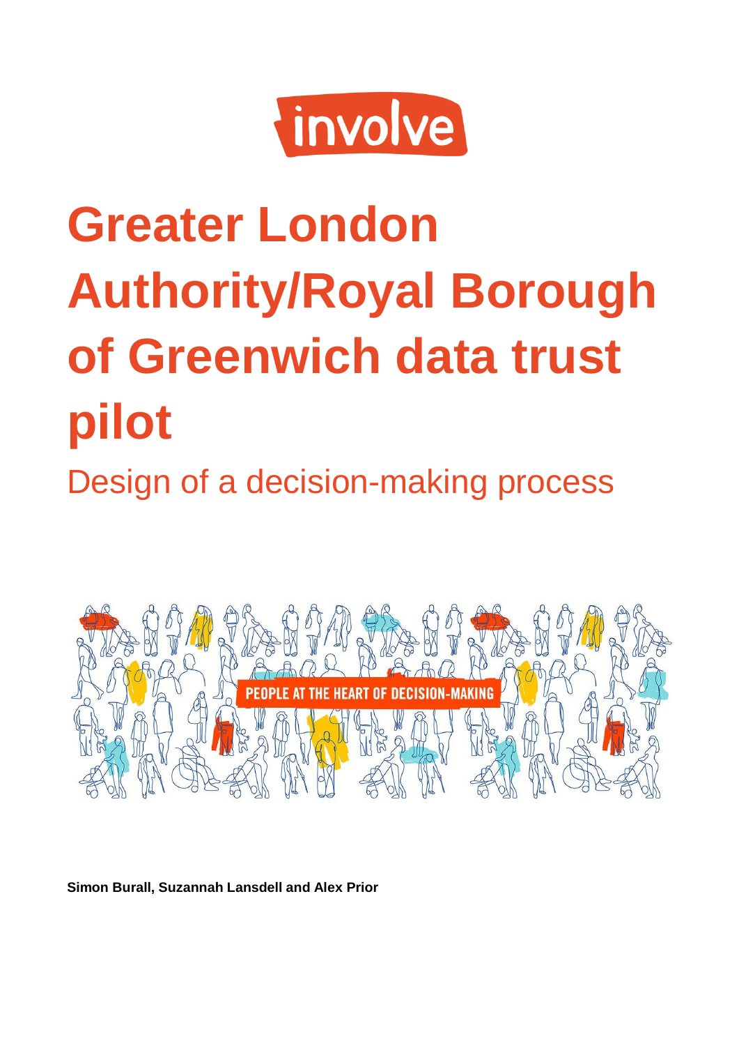involve

# Greater London Authority/Royal Borough of Greenwich data trust pilot

## Design of a decision-making process

PEOPLE AT THE HEART OF DECISION-MAKING

**Simon Burall, Suzannah Lansdell and Alex Prior**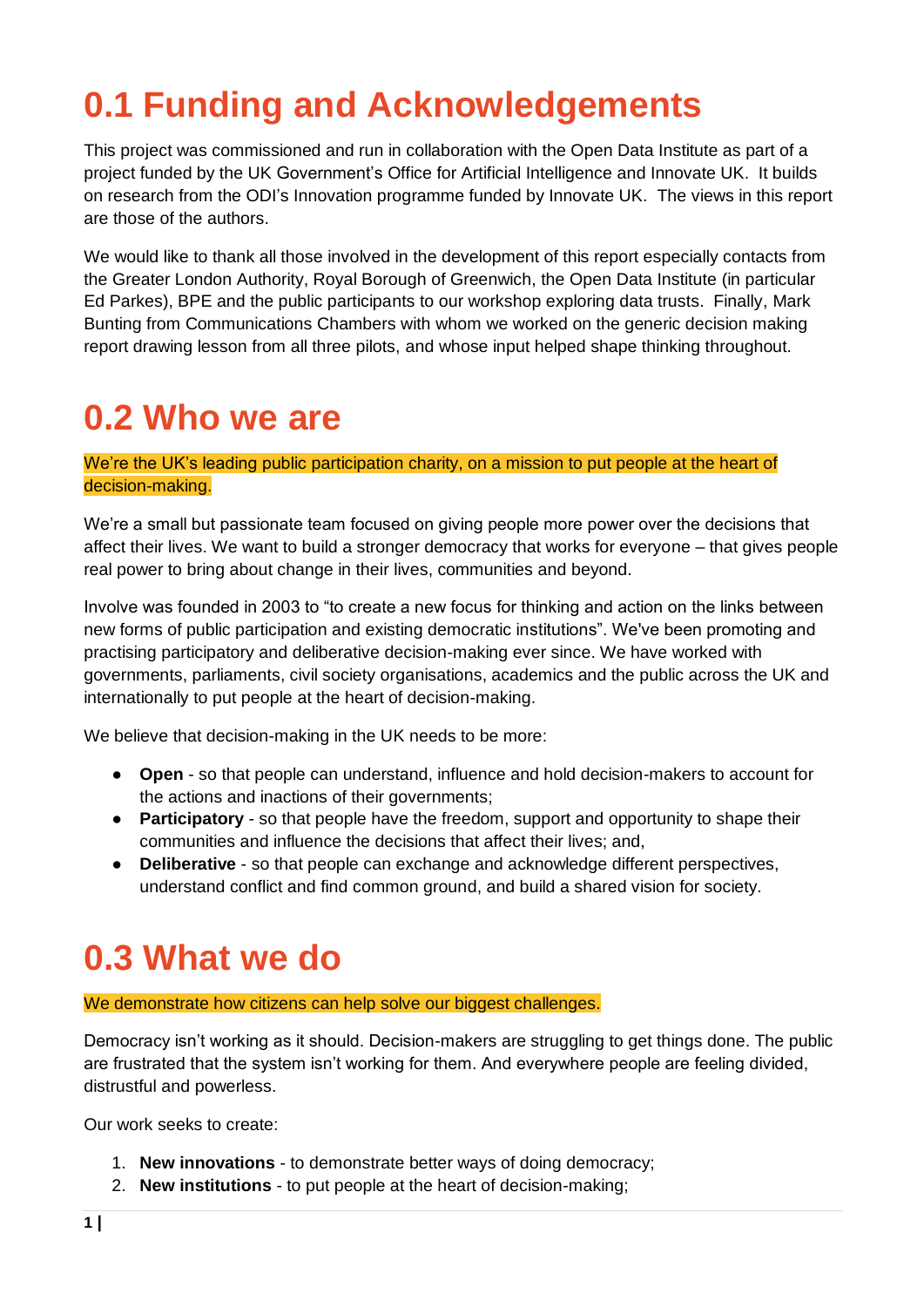# 0.1 Funding and Acknowledgements

This project was commissioned and run in collaboration with the Open Data Institute as part of a project funded by the UK Government's Office for Artificial Intelligence and Innovate UK. It builds on research from the ODI's Innovation programme funded by Innovate UK. The views in this report are those of the authors.

We would like to thank all those involved in the development of this report especially contacts from the Greater London Authority, Royal Borough of Greenwich, the Open Data Institute (in particular Ed Parkes), BPE and the public participants to our workshop exploring data trusts. Finally, Mark Bunting from Communications Chambers with whom we worked on the generic decision making report drawing lesson from all three pilots, and whose input helped shape thinking throughout.

# 0.2 Who we are

We're the UK's leading public participation charity, on a mission to put people at the heart of decision-making.

We're a small but passionate team focused on giving people more power over the decisions that affect their lives. We want to build a stronger democracy that works for everyone – that gives people real power to bring about change in their lives, communities and beyond.

Involve was founded in 2003 to "to create a new focus for thinking and action on the links between new forms of public participation and existing democratic institutions". We've been promoting and practising participatory and deliberative decision-making ever since. We have worked with governments, parliaments, civil society organisations, academics and the public across the UK and internationally to put people at the heart of decision-making.

We believe that decision-making in the UK needs to be more:

- **Open** - so that people can understand, influence and hold decision-makers to account for the actions and inactions of their governments;
- **Participatory** - so that people have the freedom, support and opportunity to shape their communities and influence the decisions that affect their lives; and,
- **Deliberative** - so that people can exchange and acknowledge different perspectives, understand conflict and find common ground, and build a shared vision for society.

# 0.3 What we do

We demonstrate how citizens can help solve our biggest challenges.

Democracy isn't working as it should. Decision-makers are struggling to get things done. The public are frustrated that the system isn't working for them. And everywhere people are feeling divided, distrustful and powerless.

Our work seeks to create:

1. **New innovations** - to demonstrate better ways of doing democracy;
2. **New institutions** - to put people at the heart of decision-making;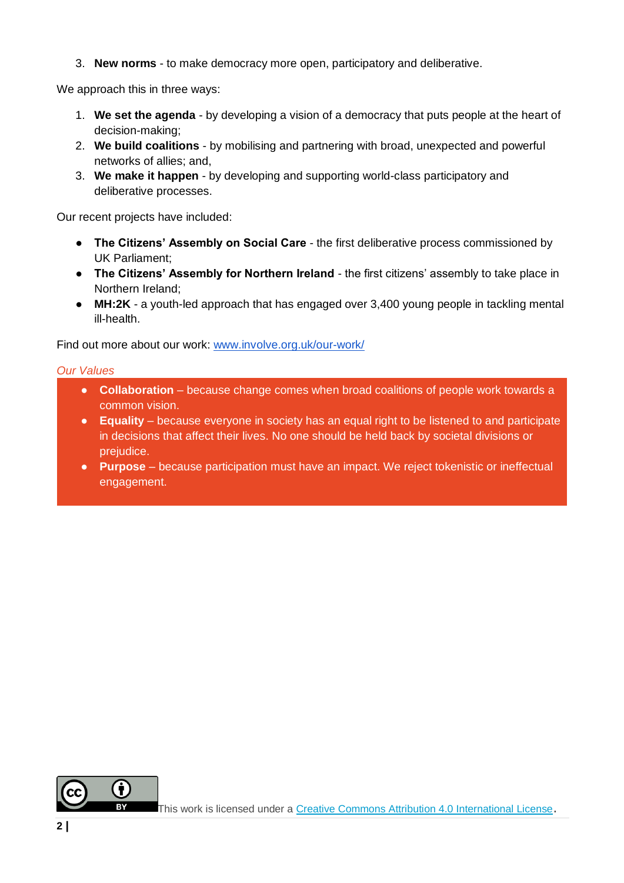3. **New norms** - to make democracy more open, participatory and deliberative.

We approach this in three ways:

1. **We set the agenda** - by developing a vision of a democracy that puts people at the heart of decision-making;
2. **We build coalitions** - by mobilising and partnering with broad, unexpected and powerful networks of allies; and,
3. **We make it happen** - by developing and supporting world-class participatory and deliberative processes.

Our recent projects have included:

- **The Citizens' Assembly on Social Care** - the first deliberative process commissioned by UK Parliament;
- **The Citizens' Assembly for Northern Ireland** - the first citizens' assembly to take place in Northern Ireland;
- **MH:2K** - a youth-led approach that has engaged over 3,400 young people in tackling mental ill-health.

Find out more about our work: [www.involve.org.uk/our-work/](http://www.involve.org.uk/our-work/)

### *Our Values*

- **Collaboration** – because change comes when broad coalitions of people work towards a common vision.
- **Equality** – because everyone in society has an equal right to be listened to and participate in decisions that affect their lives. No one should be held back by societal divisions or prejudice.
- **Purpose** – because participation must have an impact. We reject tokenistic or ineffectual engagement.

This work is licensed under a [Creative Commons Attribution 4.0 International License](https://creativecommons.org/licenses/by/4.0/).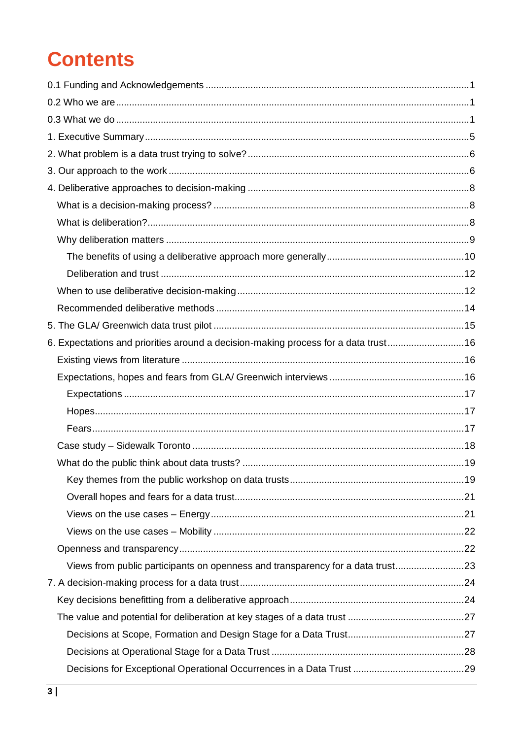# Contents

0.1 Funding and Acknowledgements ........................................................................................1

0.2 Who we are ........................................................................................................................1

0.3 What we do ........................................................................................................................1

1. Executive Summary ...........................................................................................................5

2. What problem is a data trust trying to solve? .....................................................................6

3. Our approach to the work ...................................................................................................6

4. Deliberative approaches to decision-making .....................................................................8

- What is a decision-making process? ...............................................................................8
- What is deliberation? .......................................................................................................8
- Why deliberation matters .................................................................................................9
  - The benefits of using a deliberative approach more generally ...................................10
  - Deliberation and trust .................................................................................................12
- When to use deliberative decision-making .....................................................................12
- Recommended deliberative methods .............................................................................14

5. The GLA/ Greenwich data trust pilot ................................................................................15

6. Expectations and priorities around a decision-making process for a data trust ..............16

- Existing views from literature ..........................................................................................16
- Expectations, hopes and fears from GLA/ Greenwich interviews ..................................16
  - Expectations ...............................................................................................................17
  - Hopes .........................................................................................................................17
  - Fears ..........................................................................................................................17
- Case study – Sidewalk Toronto .......................................................................................18
- What do the public think about data trusts? ....................................................................19
  - Key themes from the public workshop on data trusts .................................................19
  - Overall hopes and fears for a data trust ......................................................................21
  - Views on the use cases – Energy ...............................................................................21
  - Views on the use cases – Mobility ..............................................................................22
- Openness and transparency ............................................................................................22
  - Views from public participants on openness and transparency for a data trust .........23

7. A decision-making process for a data trust .......................................................................24

- Key decisions benefitting from a deliberative approach ..................................................24
- The value and potential for deliberation at key stages of a data trust .............................27
  - Decisions at Scope, Formation and Design Stage for a Data Trust ............................27
  - Decisions at Operational Stage for a Data Trust .........................................................28
  - Decisions for Exceptional Operational Occurrences in a Data Trust ..........................29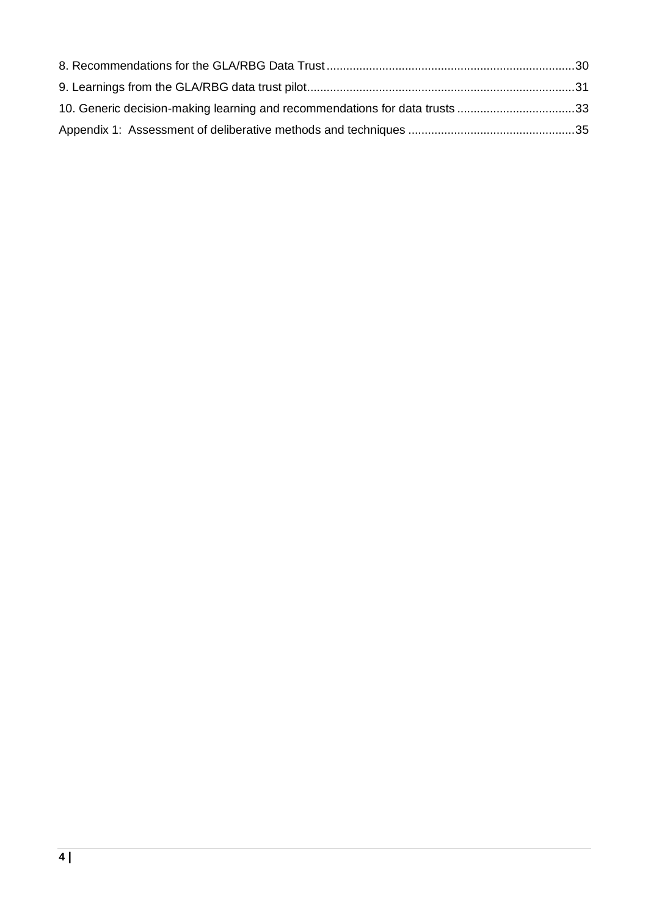8. Recommendations for the GLA/RBG Data Trust ........................................................................... 30

9. Learnings from the GLA/RBG data trust pilot ................................................................................ 31

10. Generic decision-making learning and recommendations for data trusts .................................... 33

Appendix 1: Assessment of deliberative methods and techniques .................................................. 35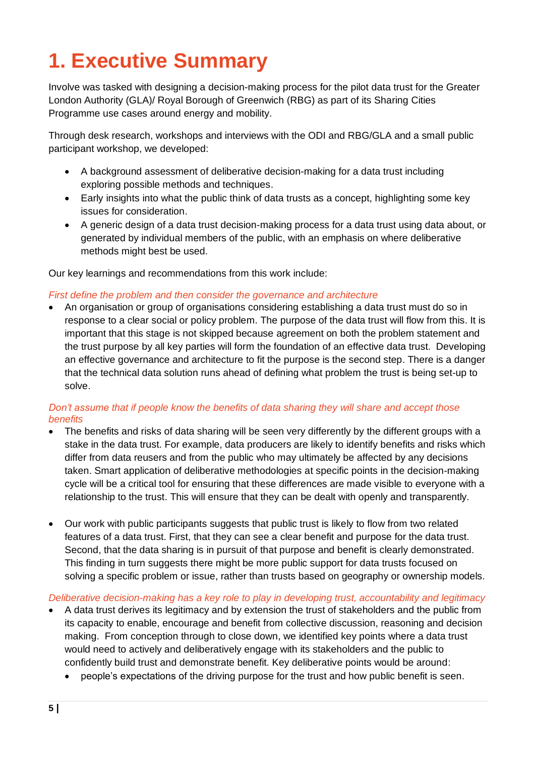# 1. Executive Summary

Involve was tasked with designing a decision-making process for the pilot data trust for the Greater London Authority (GLA)/ Royal Borough of Greenwich (RBG) as part of its Sharing Cities Programme use cases around energy and mobility.

Through desk research, workshops and interviews with the ODI and RBG/GLA and a small public participant workshop, we developed:

- A background assessment of deliberative decision-making for a data trust including exploring possible methods and techniques.
- Early insights into what the public think of data trusts as a concept, highlighting some key issues for consideration.
- A generic design of a data trust decision-making process for a data trust using data about, or generated by individual members of the public, with an emphasis on where deliberative methods might best be used.

Our key learnings and recommendations from this work include:

*First define the problem and then consider the governance and architecture*

- An organisation or group of organisations considering establishing a data trust must do so in response to a clear social or policy problem. The purpose of the data trust will flow from this. It is important that this stage is not skipped because agreement on both the problem statement and the trust purpose by all key parties will form the foundation of an effective data trust. Developing an effective governance and architecture to fit the purpose is the second step. There is a danger that the technical data solution runs ahead of defining what problem the trust is being set-up to solve.

*Don't assume that if people know the benefits of data sharing they will share and accept those benefits*

- The benefits and risks of data sharing will be seen very differently by the different groups with a stake in the data trust. For example, data producers are likely to identify benefits and risks which differ from data reusers and from the public who may ultimately be affected by any decisions taken. Smart application of deliberative methodologies at specific points in the decision-making cycle will be a critical tool for ensuring that these differences are made visible to everyone with a relationship to the trust. This will ensure that they can be dealt with openly and transparently.

- Our work with public participants suggests that public trust is likely to flow from two related features of a data trust. First, that they can see a clear benefit and purpose for the data trust. Second, that the data sharing is in pursuit of that purpose and benefit is clearly demonstrated. This finding in turn suggests there might be more public support for data trusts focused on solving a specific problem or issue, rather than trusts based on geography or ownership models.

*Deliberative decision-making has a key role to play in developing trust, accountability and legitimacy*

- A data trust derives its legitimacy and by extension the trust of stakeholders and the public from its capacity to enable, encourage and benefit from collective discussion, reasoning and decision making. From conception through to close down, we identified key points where a data trust would need to actively and deliberatively engage with its stakeholders and the public to confidently build trust and demonstrate benefit. Key deliberative points would be around:
  - people's expectations of the driving purpose for the trust and how public benefit is seen.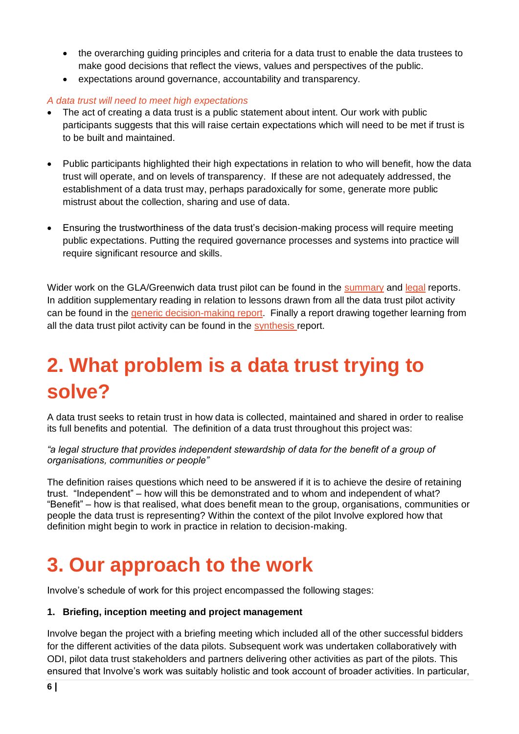- the overarching guiding principles and criteria for a data trust to enable the data trustees to make good decisions that reflect the views, values and perspectives of the public.
- expectations around governance, accountability and transparency.

*A data trust will need to meet high expectations*

- The act of creating a data trust is a public statement about intent. Our work with public participants suggests that this will raise certain expectations which will need to be met if trust is to be built and maintained.

- Public participants highlighted their high expectations in relation to who will benefit, how the data trust will operate, and on levels of transparency. If these are not adequately addressed, the establishment of a data trust may, perhaps paradoxically for some, generate more public mistrust about the collection, sharing and use of data.

- Ensuring the trustworthiness of the data trust's decision-making process will require meeting public expectations. Putting the required governance processes and systems into practice will require significant resource and skills.

Wider work on the GLA/Greenwich data trust pilot can be found in the summary and legal reports. In addition supplementary reading in relation to lessons drawn from all the data trust pilot activity can be found in the generic decision-making report. Finally a report drawing together learning from all the data trust pilot activity can be found in the synthesis report.

# 2. What problem is a data trust trying to solve?

A data trust seeks to retain trust in how data is collected, maintained and shared in order to realise its full benefits and potential. The definition of a data trust throughout this project was:

*"a legal structure that provides independent stewardship of data for the benefit of a group of organisations, communities or people"*

The definition raises questions which need to be answered if it is to achieve the desire of retaining trust. "Independent" – how will this be demonstrated and to whom and independent of what? "Benefit" – how is that realised, what does benefit mean to the group, organisations, communities or people the data trust is representing? Within the context of the pilot Involve explored how that definition might begin to work in practice in relation to decision-making.

# 3. Our approach to the work

Involve's schedule of work for this project encompassed the following stages:

**1. Briefing, inception meeting and project management**

Involve began the project with a briefing meeting which included all of the other successful bidders for the different activities of the data pilots. Subsequent work was undertaken collaboratively with ODI, pilot data trust stakeholders and partners delivering other activities as part of the pilots. This ensured that Involve's work was suitably holistic and took account of broader activities. In particular,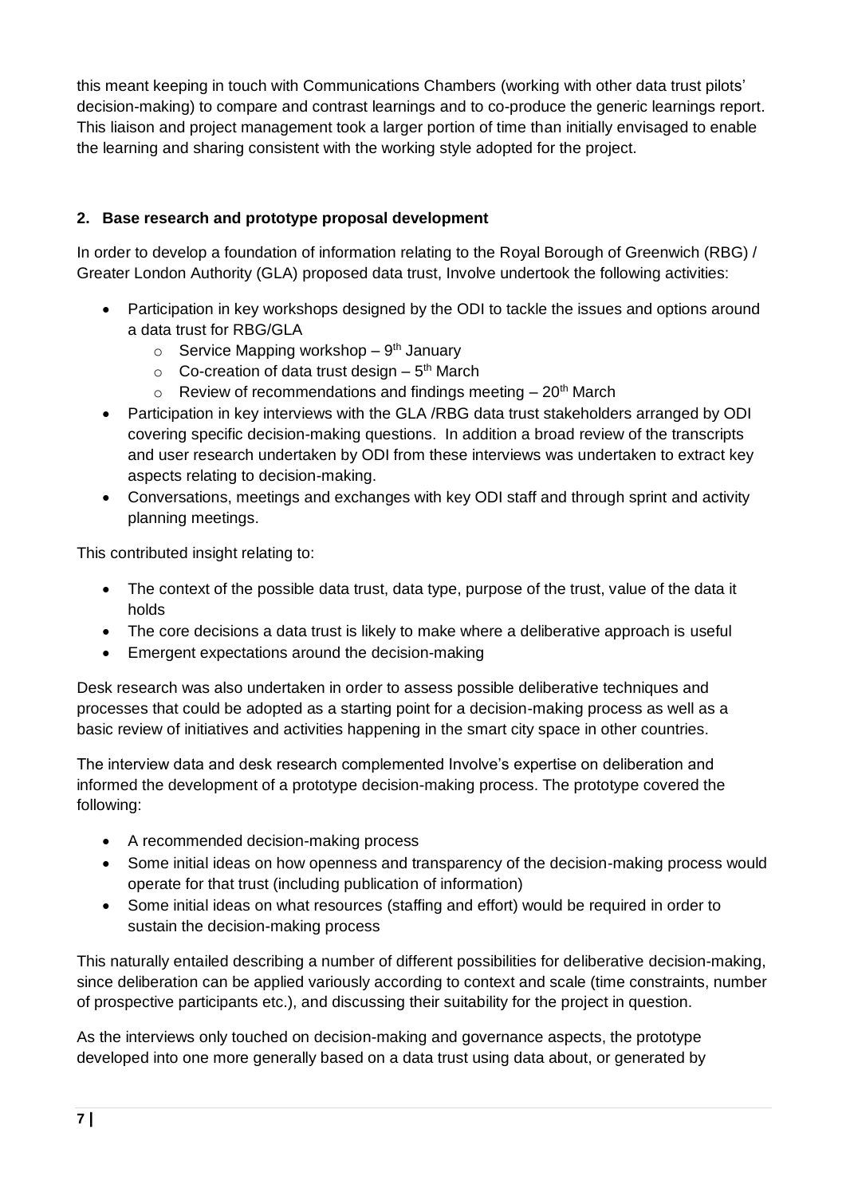this meant keeping in touch with Communications Chambers (working with other data trust pilots' decision-making) to compare and contrast learnings and to co-produce the generic learnings report. This liaison and project management took a larger portion of time than initially envisaged to enable the learning and sharing consistent with the working style adopted for the project.

## 2. Base research and prototype proposal development

In order to develop a foundation of information relating to the Royal Borough of Greenwich (RBG) / Greater London Authority (GLA) proposed data trust, Involve undertook the following activities:

- Participation in key workshops designed by the ODI to tackle the issues and options around a data trust for RBG/GLA
  - Service Mapping workshop – 9th January
  - Co-creation of data trust design – 5th March
  - Review of recommendations and findings meeting – 20th March
- Participation in key interviews with the GLA /RBG data trust stakeholders arranged by ODI covering specific decision-making questions. In addition a broad review of the transcripts and user research undertaken by ODI from these interviews was undertaken to extract key aspects relating to decision-making.
- Conversations, meetings and exchanges with key ODI staff and through sprint and activity planning meetings.

This contributed insight relating to:

- The context of the possible data trust, data type, purpose of the trust, value of the data it holds
- The core decisions a data trust is likely to make where a deliberative approach is useful
- Emergent expectations around the decision-making

Desk research was also undertaken in order to assess possible deliberative techniques and processes that could be adopted as a starting point for a decision-making process as well as a basic review of initiatives and activities happening in the smart city space in other countries.

The interview data and desk research complemented Involve's expertise on deliberation and informed the development of a prototype decision-making process. The prototype covered the following:

- A recommended decision-making process
- Some initial ideas on how openness and transparency of the decision-making process would operate for that trust (including publication of information)
- Some initial ideas on what resources (staffing and effort) would be required in order to sustain the decision-making process

This naturally entailed describing a number of different possibilities for deliberative decision-making, since deliberation can be applied variously according to context and scale (time constraints, number of prospective participants etc.), and discussing their suitability for the project in question.

As the interviews only touched on decision-making and governance aspects, the prototype developed into one more generally based on a data trust using data about, or generated by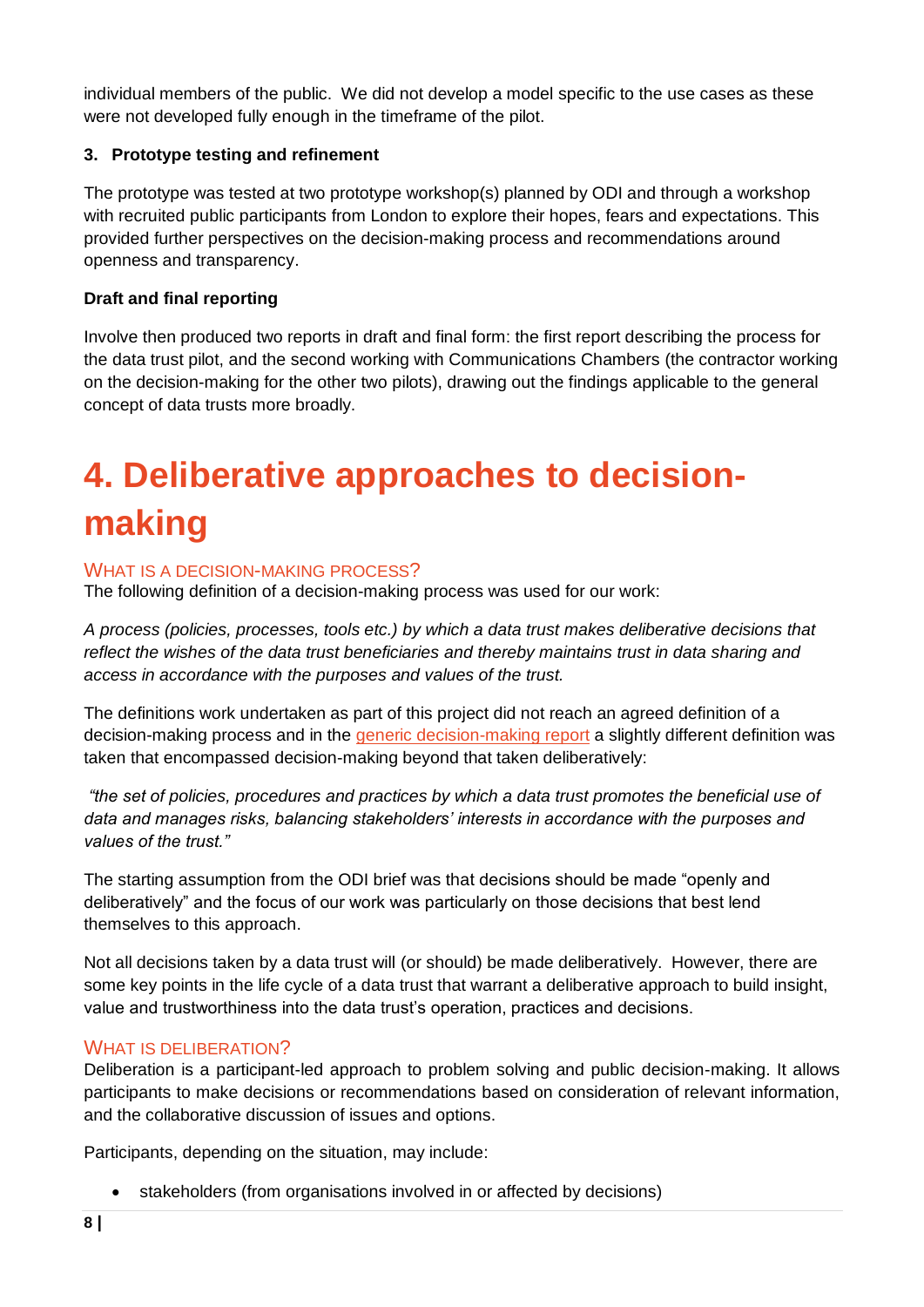individual members of the public.  We did not develop a model specific to the use cases as these were not developed fully enough in the timeframe of the pilot.

**3. Prototype testing and refinement**

The prototype was tested at two prototype workshop(s) planned by ODI and through a workshop with recruited public participants from London to explore their hopes, fears and expectations. This provided further perspectives on the decision-making process and recommendations around openness and transparency.

**Draft and final reporting**

Involve then produced two reports in draft and final form: the first report describing the process for the data trust pilot, and the second working with Communications Chambers (the contractor working on the decision-making for the other two pilots), drawing out the findings applicable to the general concept of data trusts more broadly.

# 4. Deliberative approaches to decision-making

### WHAT IS A DECISION-MAKING PROCESS?

The following definition of a decision-making process was used for our work:

*A process (policies, processes, tools etc.) by which a data trust makes deliberative decisions that reflect the wishes of the data trust beneficiaries and thereby maintains trust in data sharing and access in accordance with the purposes and values of the trust.*

The definitions work undertaken as part of this project did not reach an agreed definition of a decision-making process and in the generic decision-making report a slightly different definition was taken that encompassed decision-making beyond that taken deliberatively:

*"the set of policies, procedures and practices by which a data trust promotes the beneficial use of data and manages risks, balancing stakeholders' interests in accordance with the purposes and values of the trust."*

The starting assumption from the ODI brief was that decisions should be made "openly and deliberatively" and the focus of our work was particularly on those decisions that best lend themselves to this approach.

Not all decisions taken by a data trust will (or should) be made deliberatively.  However, there are some key points in the life cycle of a data trust that warrant a deliberative approach to build insight, value and trustworthiness into the data trust's operation, practices and decisions.

### WHAT IS DELIBERATION?

Deliberation is a participant-led approach to problem solving and public decision-making. It allows participants to make decisions or recommendations based on consideration of relevant information, and the collaborative discussion of issues and options.

Participants, depending on the situation, may include:

- stakeholders (from organisations involved in or affected by decisions)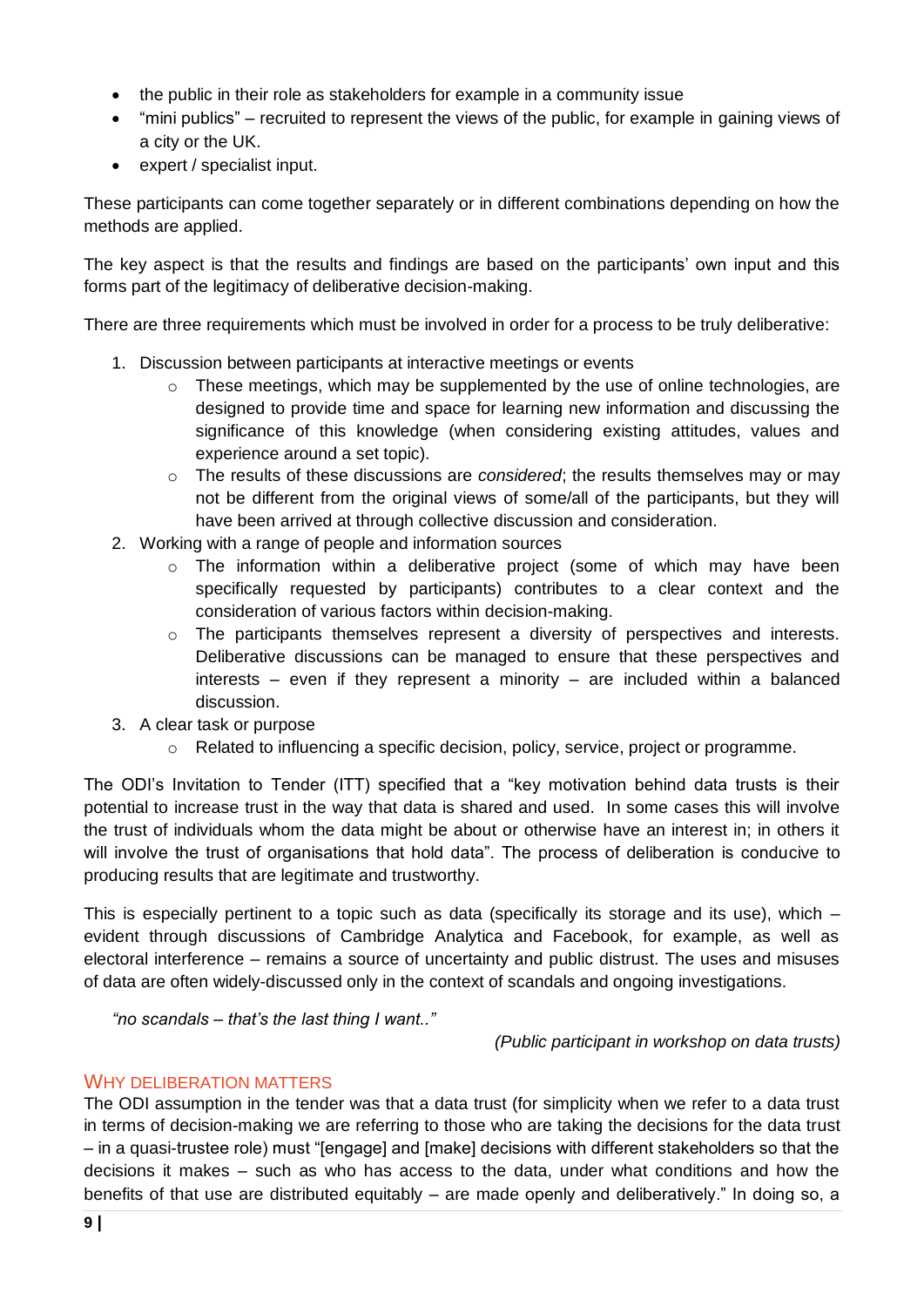- the public in their role as stakeholders for example in a community issue
- "mini publics" – recruited to represent the views of the public, for example in gaining views of a city or the UK.
- expert / specialist input.

These participants can come together separately or in different combinations depending on how the methods are applied.

The key aspect is that the results and findings are based on the participants' own input and this forms part of the legitimacy of deliberative decision-making.

There are three requirements which must be involved in order for a process to be truly deliberative:

1. Discussion between participants at interactive meetings or events
   - These meetings, which may be supplemented by the use of online technologies, are designed to provide time and space for learning new information and discussing the significance of this knowledge (when considering existing attitudes, values and experience around a set topic).
   - The results of these discussions are *considered*; the results themselves may or may not be different from the original views of some/all of the participants, but they will have been arrived at through collective discussion and consideration.
2. Working with a range of people and information sources
   - The information within a deliberative project (some of which may have been specifically requested by participants) contributes to a clear context and the consideration of various factors within decision-making.
   - The participants themselves represent a diversity of perspectives and interests. Deliberative discussions can be managed to ensure that these perspectives and interests – even if they represent a minority – are included within a balanced discussion.
3. A clear task or purpose
   - Related to influencing a specific decision, policy, service, project or programme.

The ODI's Invitation to Tender (ITT) specified that a "key motivation behind data trusts is their potential to increase trust in the way that data is shared and used. In some cases this will involve the trust of individuals whom the data might be about or otherwise have an interest in; in others it will involve the trust of organisations that hold data". The process of deliberation is conducive to producing results that are legitimate and trustworthy.

This is especially pertinent to a topic such as data (specifically its storage and its use), which – evident through discussions of Cambridge Analytica and Facebook, for example, as well as electoral interference – remains a source of uncertainty and public distrust. The uses and misuses of data are often widely-discussed only in the context of scandals and ongoing investigations.

> *"no scandals – that's the last thing I want.."*
>
> (Public participant in workshop on data trusts)

## Why deliberation matters

The ODI assumption in the tender was that a data trust (for simplicity when we refer to a data trust in terms of decision-making we are referring to those who are taking the decisions for the data trust – in a quasi-trustee role) must "[engage] and [make] decisions with different stakeholders so that the decisions it makes – such as who has access to the data, under what conditions and how the benefits of that use are distributed equitably – are made openly and deliberatively." In doing so, a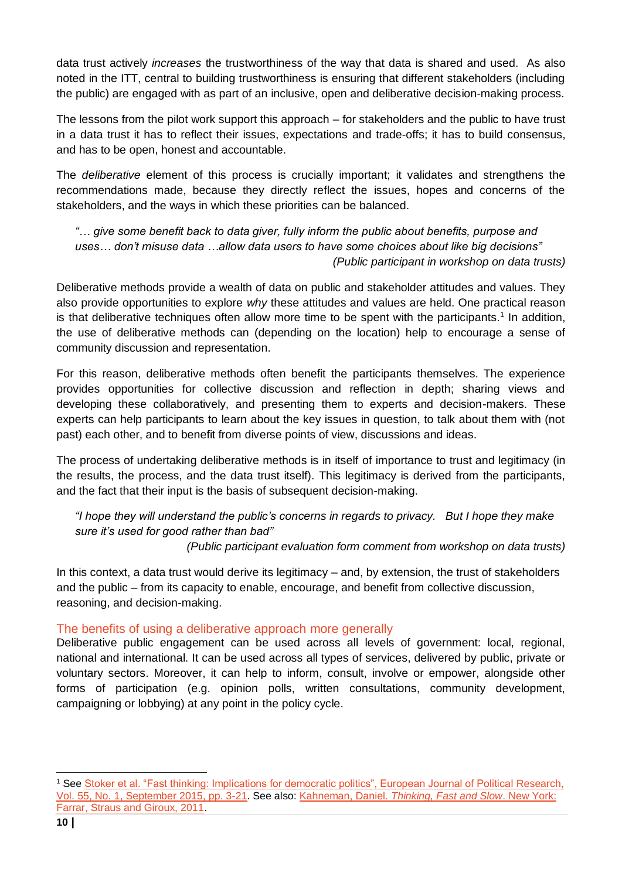data trust actively *increases* the trustworthiness of the way that data is shared and used. As also noted in the ITT, central to building trustworthiness is ensuring that different stakeholders (including the public) are engaged with as part of an inclusive, open and deliberative decision-making process.

The lessons from the pilot work support this approach – for stakeholders and the public to have trust in a data trust it has to reflect their issues, expectations and trade-offs; it has to build consensus, and has to be open, honest and accountable.

The *deliberative* element of this process is crucially important; it validates and strengthens the recommendations made, because they directly reflect the issues, hopes and concerns of the stakeholders, and the ways in which these priorities can be balanced.

> *"… give some benefit back to data giver, fully inform the public about benefits, purpose and uses… don't misuse data …allow data users to have some choices about like big decisions"*
> *(Public participant in workshop on data trusts)*

Deliberative methods provide a wealth of data on public and stakeholder attitudes and values. They also provide opportunities to explore *why* these attitudes and values are held. One practical reason is that deliberative techniques often allow more time to be spent with the participants.[1] In addition, the use of deliberative methods can (depending on the location) help to encourage a sense of community discussion and representation.

For this reason, deliberative methods often benefit the participants themselves. The experience provides opportunities for collective discussion and reflection in depth; sharing views and developing these collaboratively, and presenting them to experts and decision-makers. These experts can help participants to learn about the key issues in question, to talk about them with (not past) each other, and to benefit from diverse points of view, discussions and ideas.

The process of undertaking deliberative methods is in itself of importance to trust and legitimacy (in the results, the process, and the data trust itself). This legitimacy is derived from the participants, and the fact that their input is the basis of subsequent decision-making.

> *"I hope they will understand the public's concerns in regards to privacy. But I hope they make sure it's used for good rather than bad"*
> *(Public participant evaluation form comment from workshop on data trusts)*

In this context, a data trust would derive its legitimacy – and, by extension, the trust of stakeholders and the public – from its capacity to enable, encourage, and benefit from collective discussion, reasoning, and decision-making.

## The benefits of using a deliberative approach more generally

Deliberative public engagement can be used across all levels of government: local, regional, national and international. It can be used across all types of services, delivered by public, private or voluntary sectors. Moreover, it can help to inform, consult, involve or empower, alongside other forms of participation (e.g. opinion polls, written consultations, community development, campaigning or lobbying) at any point in the policy cycle.

---

[1] See Stoker et al. "Fast thinking: Implications for democratic politics", European Journal of Political Research, Vol. 55, No. 1, September 2015, pp. 3-21. See also: Kahneman, Daniel. *Thinking, Fast and Slow*. New York: Farrar, Straus and Giroux, 2011.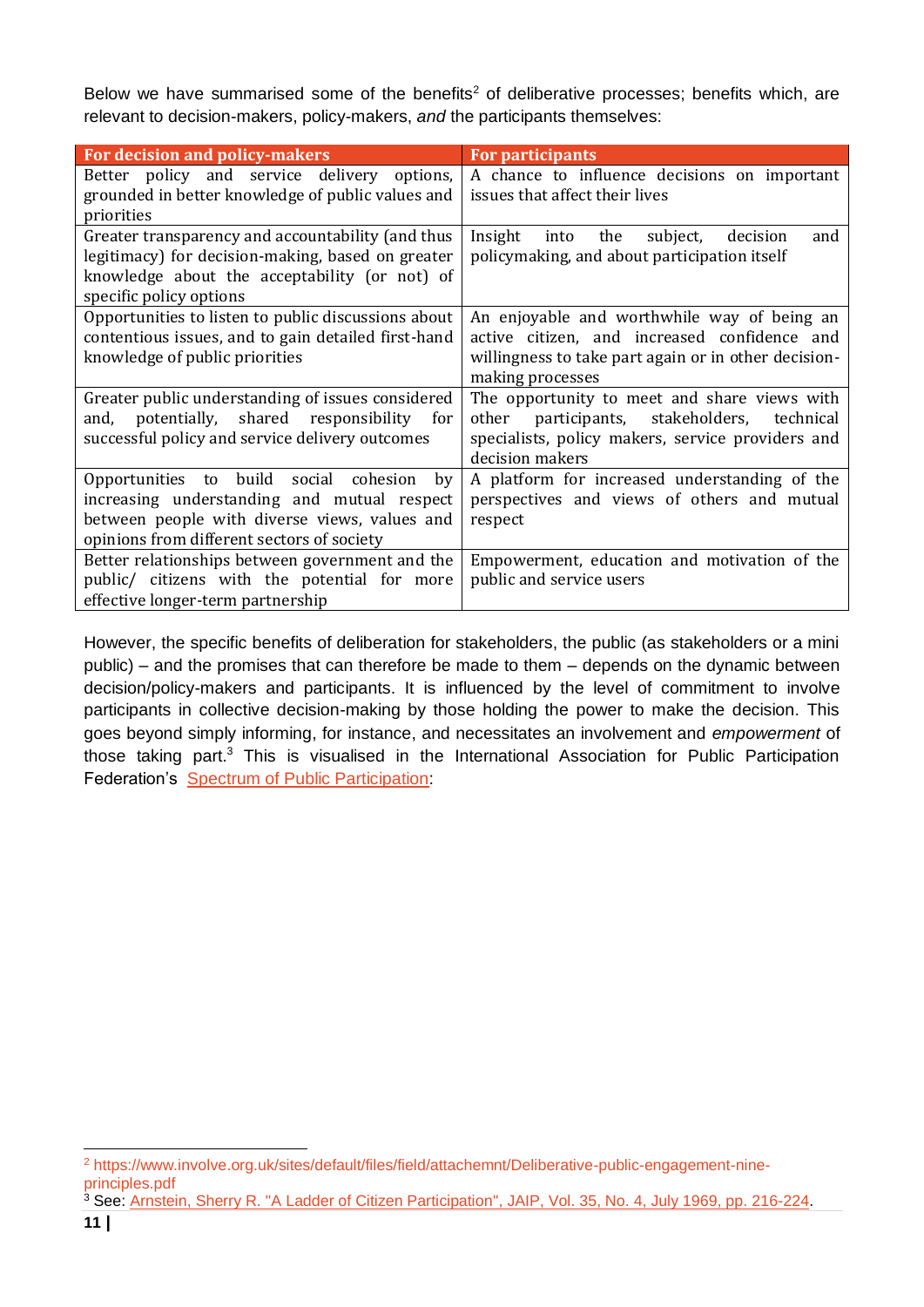Below we have summarised some of the benefits[2] of deliberative processes; benefits which, are relevant to decision-makers, policy-makers, *and* the participants themselves:

| For decision and policy-makers | For participants |
|---|---|
| Better policy and service delivery options, grounded in better knowledge of public values and priorities | A chance to influence decisions on important issues that affect their lives |
| Greater transparency and accountability (and thus legitimacy) for decision-making, based on greater knowledge about the acceptability (or not) of specific policy options | Insight into the subject, decision and policymaking, and about participation itself |
| Opportunities to listen to public discussions about contentious issues, and to gain detailed first-hand knowledge of public priorities | An enjoyable and worthwhile way of being an active citizen, and increased confidence and willingness to take part again or in other decision-making processes |
| Greater public understanding of issues considered and, potentially, shared responsibility for successful policy and service delivery outcomes | The opportunity to meet and share views with other participants, stakeholders, technical specialists, policy makers, service providers and decision makers |
| Opportunities to build social cohesion by increasing understanding and mutual respect between people with diverse views, values and opinions from different sectors of society | A platform for increased understanding of the perspectives and views of others and mutual respect |
| Better relationships between government and the public/ citizens with the potential for more effective longer-term partnership | Empowerment, education and motivation of the public and service users |

However, the specific benefits of deliberation for stakeholders, the public (as stakeholders or a mini public) – and the promises that can therefore be made to them – depends on the dynamic between decision/policy-makers and participants. It is influenced by the level of commitment to involve participants in collective decision-making by those holding the power to make the decision. This goes beyond simply informing, for instance, and necessitates an involvement and *empowerment* of those taking part.[3] This is visualised in the International Association for Public Participation Federation's Spectrum of Public Participation:

---

[2] https://www.involve.org.uk/sites/default/files/field/attachemnt/Deliberative-public-engagement-nine-principles.pdf

[3] See: Arnstein, Sherry R. "A Ladder of Citizen Participation", JAIP, Vol. 35, No. 4, July 1969, pp. 216-224.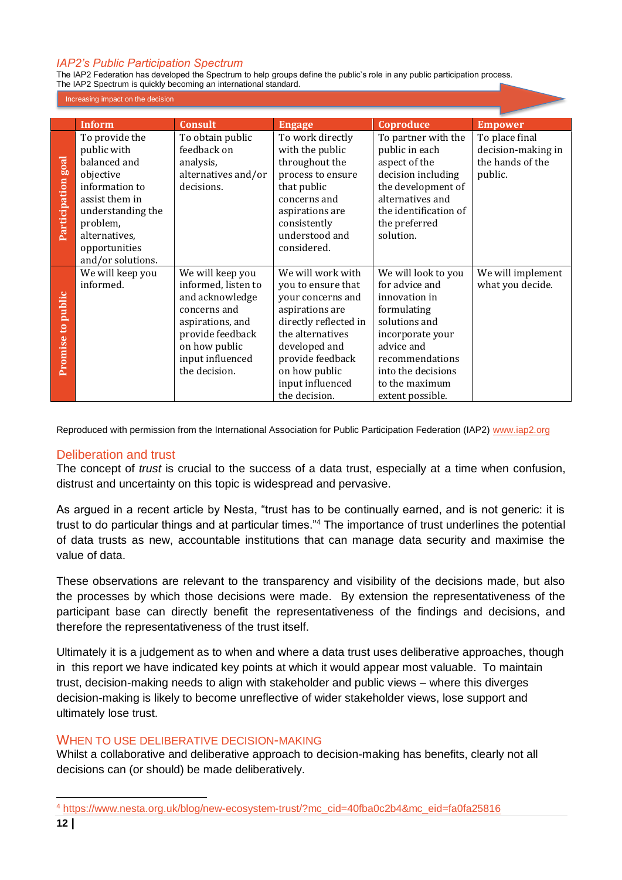### *IAP2's Public Participation Spectrum*

The IAP2 Federation has developed the Spectrum to help groups define the public's role in any public participation process. The IAP2 Spectrum is quickly becoming an international standard.

Increasing impact on the decision

| | Inform | Consult | Engage | Coproduce | Empower |
|---|---|---|---|---|---|
| **Participation goal** | To provide the public with balanced and objective information to assist them in understanding the problem, alternatives, opportunities and/or solutions. | To obtain public feedback on analysis, alternatives and/or decisions. | To work directly with the public throughout the process to ensure that public concerns and aspirations are consistently understood and considered. | To partner with the public in each aspect of the decision including the development of alternatives and the identification of the preferred solution. | To place final decision-making in the hands of the public. |
| **Promise to public** | We will keep you informed. | We will keep you informed, listen to and acknowledge concerns and aspirations, and provide feedback on how public input influenced the decision. | We will work with you to ensure that your concerns and aspirations are directly reflected in the alternatives developed and provide feedback on how public input influenced the decision. | We will look to you for advice and innovation in formulating solutions and incorporate your advice and recommendations into the decisions to the maximum extent possible. | We will implement what you decide. |

Reproduced with permission from the International Association for Public Participation Federation (IAP2) www.iap2.org

## Deliberation and trust

The concept of *trust* is crucial to the success of a data trust, especially at a time when confusion, distrust and uncertainty on this topic is widespread and pervasive.

As argued in a recent article by Nesta, "trust has to be continually earned, and is not generic: it is trust to do particular things and at particular times."[4] The importance of trust underlines the potential of data trusts as new, accountable institutions that can manage data security and maximise the value of data.

These observations are relevant to the transparency and visibility of the decisions made, but also the processes by which those decisions were made. By extension the representativeness of the participant base can directly benefit the representativeness of the findings and decisions, and therefore the representativeness of the trust itself.

Ultimately it is a judgement as to when and where a data trust uses deliberative approaches, though in this report we have indicated key points at which it would appear most valuable. To maintain trust, decision-making needs to align with stakeholder and public views – where this diverges decision-making is likely to become unreflective of wider stakeholder views, lose support and ultimately lose trust.

### WHEN TO USE DELIBERATIVE DECISION-MAKING

Whilst a collaborative and deliberative approach to decision-making has benefits, clearly not all decisions can (or should) be made deliberatively.

[4] https://www.nesta.org.uk/blog/new-ecosystem-trust/?mc_cid=40fba0c2b4&mc_eid=fa0fa25816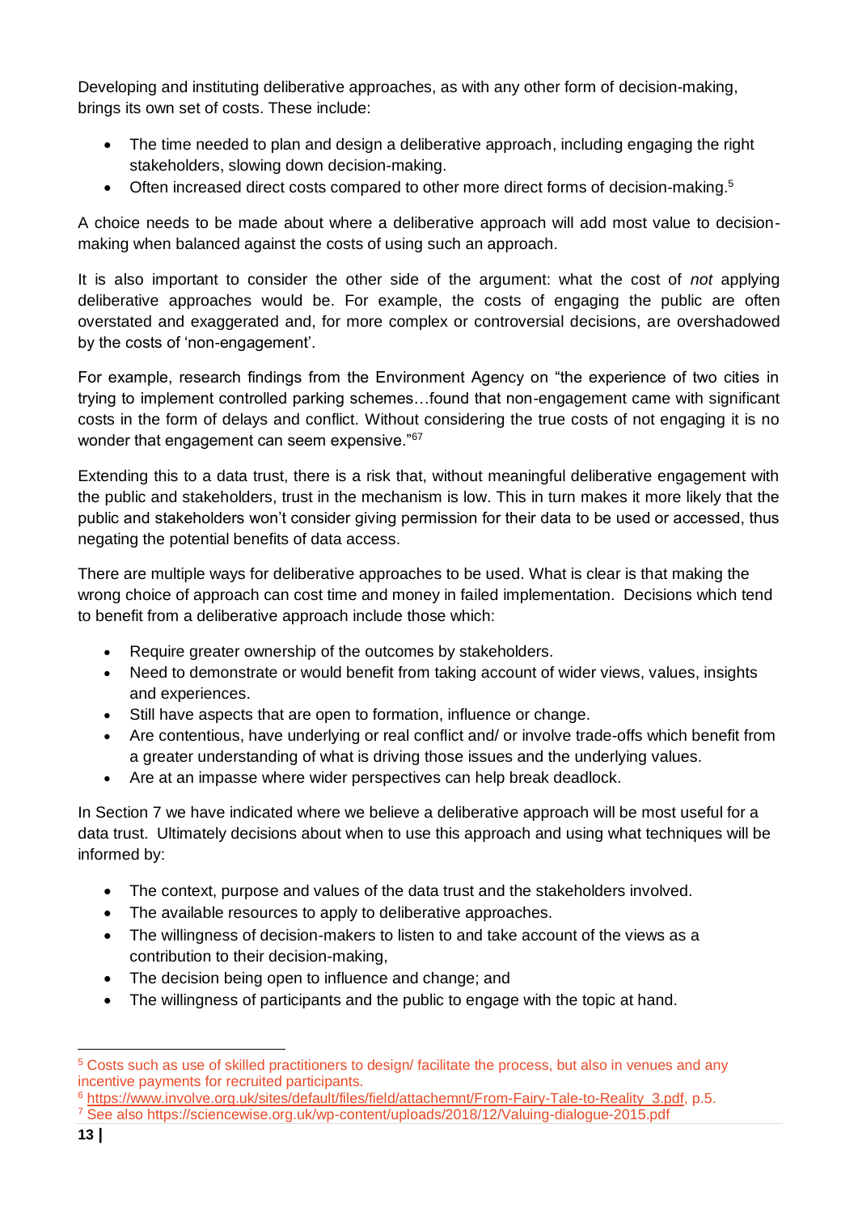Developing and instituting deliberative approaches, as with any other form of decision-making, brings its own set of costs. These include:

- The time needed to plan and design a deliberative approach, including engaging the right stakeholders, slowing down decision-making.
- Often increased direct costs compared to other more direct forms of decision-making.[5]

A choice needs to be made about where a deliberative approach will add most value to decision-making when balanced against the costs of using such an approach.

It is also important to consider the other side of the argument: what the cost of *not* applying deliberative approaches would be. For example, the costs of engaging the public are often overstated and exaggerated and, for more complex or controversial decisions, are overshadowed by the costs of 'non-engagement'.

For example, research findings from the Environment Agency on "the experience of two cities in trying to implement controlled parking schemes…found that non-engagement came with significant costs in the form of delays and conflict. Without considering the true costs of not engaging it is no wonder that engagement can seem expensive."[6][7]

Extending this to a data trust, there is a risk that, without meaningful deliberative engagement with the public and stakeholders, trust in the mechanism is low. This in turn makes it more likely that the public and stakeholders won't consider giving permission for their data to be used or accessed, thus negating the potential benefits of data access.

There are multiple ways for deliberative approaches to be used. What is clear is that making the wrong choice of approach can cost time and money in failed implementation. Decisions which tend to benefit from a deliberative approach include those which:

- Require greater ownership of the outcomes by stakeholders.
- Need to demonstrate or would benefit from taking account of wider views, values, insights and experiences.
- Still have aspects that are open to formation, influence or change.
- Are contentious, have underlying or real conflict and/ or involve trade-offs which benefit from a greater understanding of what is driving those issues and the underlying values.
- Are at an impasse where wider perspectives can help break deadlock.

In Section 7 we have indicated where we believe a deliberative approach will be most useful for a data trust. Ultimately decisions about when to use this approach and using what techniques will be informed by:

- The context, purpose and values of the data trust and the stakeholders involved.
- The available resources to apply to deliberative approaches.
- The willingness of decision-makers to listen to and take account of the views as a contribution to their decision-making,
- The decision being open to influence and change; and
- The willingness of participants and the public to engage with the topic at hand.

---

[5] Costs such as use of skilled practitioners to design/ facilitate the process, but also in venues and any incentive payments for recruited participants.

[6] https://www.involve.org.uk/sites/default/files/field/attachemnt/From-Fairy-Tale-to-Reality_3.pdf, p.5.

[7] See also https://sciencewise.org.uk/wp-content/uploads/2018/12/Valuing-dialogue-2015.pdf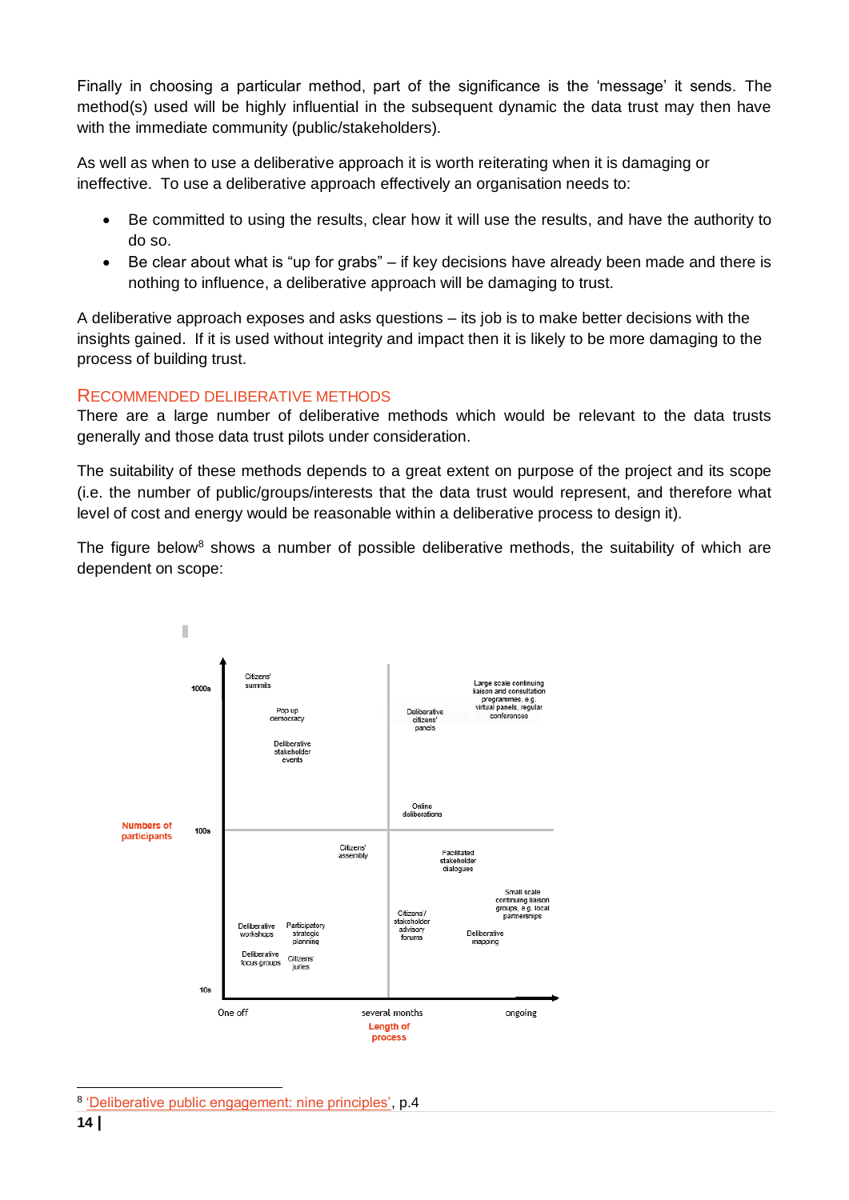Finally in choosing a particular method, part of the significance is the 'message' it sends. The method(s) used will be highly influential in the subsequent dynamic the data trust may then have with the immediate community (public/stakeholders).

As well as when to use a deliberative approach it is worth reiterating when it is damaging or ineffective. To use a deliberative approach effectively an organisation needs to:

- Be committed to using the results, clear how it will use the results, and have the authority to do so.
- Be clear about what is "up for grabs" – if key decisions have already been made and there is nothing to influence, a deliberative approach will be damaging to trust.

A deliberative approach exposes and asks questions – its job is to make better decisions with the insights gained. If it is used without integrity and impact then it is likely to be more damaging to the process of building trust.

## Recommended deliberative methods

There are a large number of deliberative methods which would be relevant to the data trusts generally and those data trust pilots under consideration.

The suitability of these methods depends to a great extent on purpose of the project and its scope (i.e. the number of public/groups/interests that the data trust would represent, and therefore what level of cost and energy would be reasonable within a deliberative process to design it).

The figure below[8] shows a number of possible deliberative methods, the suitability of which are dependent on scope:

Numbers of participants

1000s

Citizens' summits

Pop up democracy

Deliberative stakeholder events

Deliberative citizens' panels

Large scale continuing liaison and consultation programmes, e.g. virtual panels, regular conferences

Online deliberations

100s

Citizens' assembly

Facilitated stakeholder dialogues

Small scale continuing liaison groups, e.g. local partnerships

Citizens'/ stakeholder advisory forums

Deliberative mapping

Deliberative workshops

Participatory strategic planning

Deliberative focus groups

Citizens' juries

10s

One off — several months — ongoing

Length of process

---

[8] 'Deliberative public engagement: nine principles', p.4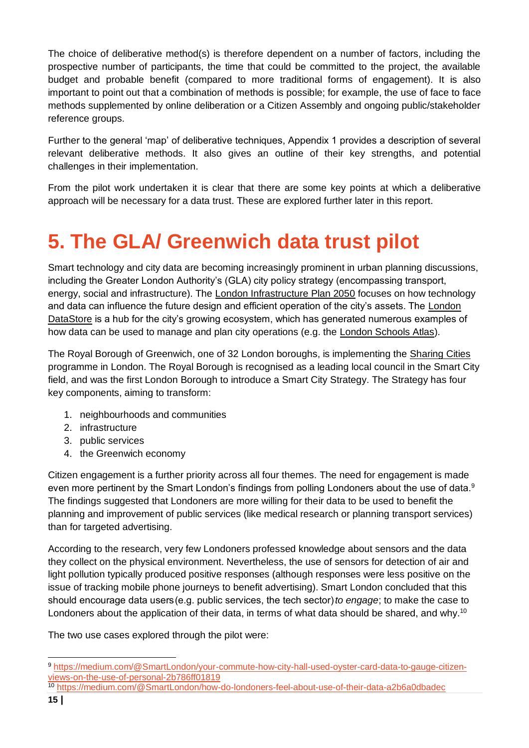The choice of deliberative method(s) is therefore dependent on a number of factors, including the prospective number of participants, the time that could be committed to the project, the available budget and probable benefit (compared to more traditional forms of engagement). It is also important to point out that a combination of methods is possible; for example, the use of face to face methods supplemented by online deliberation or a Citizen Assembly and ongoing public/stakeholder reference groups.

Further to the general 'map' of deliberative techniques, Appendix 1 provides a description of several relevant deliberative methods. It also gives an outline of their key strengths, and potential challenges in their implementation.

From the pilot work undertaken it is clear that there are some key points at which a deliberative approach will be necessary for a data trust. These are explored further later in this report.

# 5. The GLA/ Greenwich data trust pilot

Smart technology and city data are becoming increasingly prominent in urban planning discussions, including the Greater London Authority's (GLA) city policy strategy (encompassing transport, energy, social and infrastructure). The London Infrastructure Plan 2050 focuses on how technology and data can influence the future design and efficient operation of the city's assets. The London DataStore is a hub for the city's growing ecosystem, which has generated numerous examples of how data can be used to manage and plan city operations (e.g. the London Schools Atlas).

The Royal Borough of Greenwich, one of 32 London boroughs, is implementing the Sharing Cities programme in London. The Royal Borough is recognised as a leading local council in the Smart City field, and was the first London Borough to introduce a Smart City Strategy. The Strategy has four key components, aiming to transform:

1. neighbourhoods and communities
2. infrastructure
3. public services
4. the Greenwich economy

Citizen engagement is a further priority across all four themes. The need for engagement is made even more pertinent by the Smart London's findings from polling Londoners about the use of data.[9] The findings suggested that Londoners are more willing for their data to be used to benefit the planning and improvement of public services (like medical research or planning transport services) than for targeted advertising.

According to the research, very few Londoners professed knowledge about sensors and the data they collect on the physical environment. Nevertheless, the use of sensors for detection of air and light pollution typically produced positive responses (although responses were less positive on the issue of tracking mobile phone journeys to benefit advertising). Smart London concluded that this should encourage data users (e.g. public services, the tech sector) *to engage*; to make the case to Londoners about the application of their data, in terms of what data should be shared, and why.[10]

The two use cases explored through the pilot were:

---

[9] https://medium.com/@SmartLondon/your-commute-how-city-hall-used-oyster-card-data-to-gauge-citizen-views-on-the-use-of-personal-2b786ff01819

[10] https://medium.com/@SmartLondon/how-do-londoners-feel-about-use-of-their-data-a2b6a0dbadec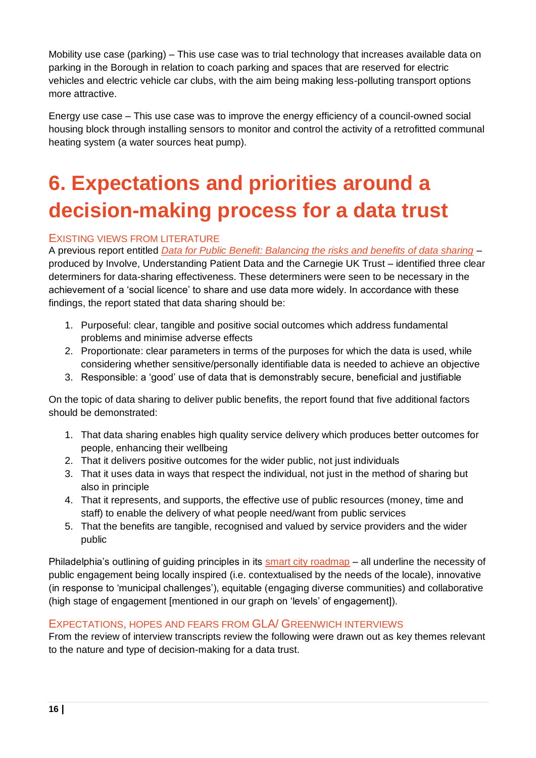Mobility use case (parking) – This use case was to trial technology that increases available data on parking in the Borough in relation to coach parking and spaces that are reserved for electric vehicles and electric vehicle car clubs, with the aim being making less-polluting transport options more attractive.

Energy use case – This use case was to improve the energy efficiency of a council-owned social housing block through installing sensors to monitor and control the activity of a retrofitted communal heating system (a water sources heat pump).

# 6. Expectations and priorities around a decision-making process for a data trust

### Existing views from literature

A previous report entitled *Data for Public Benefit: Balancing the risks and benefits of data sharing* – produced by Involve, Understanding Patient Data and the Carnegie UK Trust – identified three clear determiners for data-sharing effectiveness. These determiners were seen to be necessary in the achievement of a 'social licence' to share and use data more widely. In accordance with these findings, the report stated that data sharing should be:

1. Purposeful: clear, tangible and positive social outcomes which address fundamental problems and minimise adverse effects
2. Proportionate: clear parameters in terms of the purposes for which the data is used, while considering whether sensitive/personally identifiable data is needed to achieve an objective
3. Responsible: a 'good' use of data that is demonstrably secure, beneficial and justifiable

On the topic of data sharing to deliver public benefits, the report found that five additional factors should be demonstrated:

1. That data sharing enables high quality service delivery which produces better outcomes for people, enhancing their wellbeing
2. That it delivers positive outcomes for the wider public, not just individuals
3. That it uses data in ways that respect the individual, not just in the method of sharing but also in principle
4. That it represents, and supports, the effective use of public resources (money, time and staff) to enable the delivery of what people need/want from public services
5. That the benefits are tangible, recognised and valued by service providers and the wider public

Philadelphia's outlining of guiding principles in its smart city roadmap – all underline the necessity of public engagement being locally inspired (i.e. contextualised by the needs of the locale), innovative (in response to 'municipal challenges'), equitable (engaging diverse communities) and collaborative (high stage of engagement [mentioned in our graph on 'levels' of engagement]).

### Expectations, hopes and fears from GLA/ Greenwich interviews

From the review of interview transcripts review the following were drawn out as key themes relevant to the nature and type of decision-making for a data trust.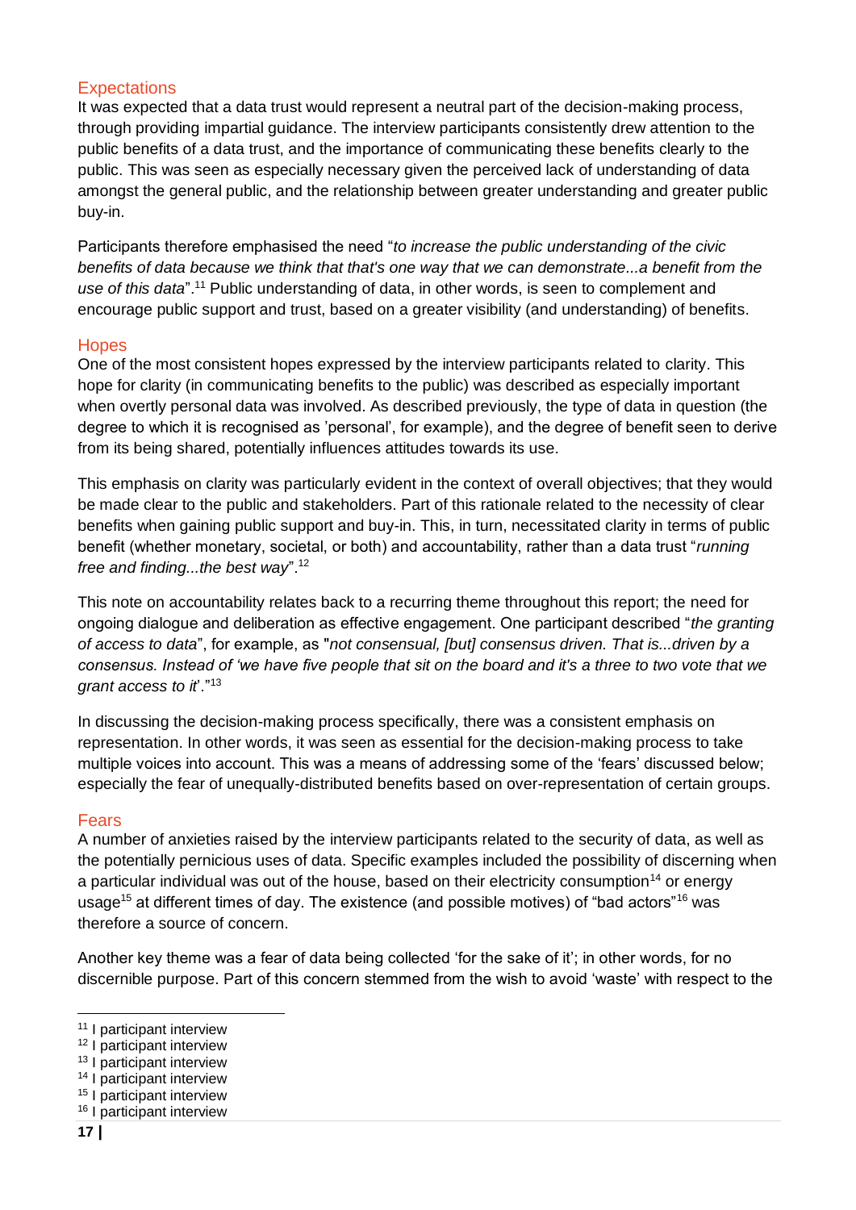### Expectations

It was expected that a data trust would represent a neutral part of the decision-making process, through providing impartial guidance. The interview participants consistently drew attention to the public benefits of a data trust, and the importance of communicating these benefits clearly to the public. This was seen as especially necessary given the perceived lack of understanding of data amongst the general public, and the relationship between greater understanding and greater public buy-in.

Participants therefore emphasised the need "*to increase the public understanding of the civic benefits of data because we think that that's one way that we can demonstrate...a benefit from the use of this data*".[11] Public understanding of data, in other words, is seen to complement and encourage public support and trust, based on a greater visibility (and understanding) of benefits.

### Hopes

One of the most consistent hopes expressed by the interview participants related to clarity. This hope for clarity (in communicating benefits to the public) was described as especially important when overtly personal data was involved. As described previously, the type of data in question (the degree to which it is recognised as 'personal', for example), and the degree of benefit seen to derive from its being shared, potentially influences attitudes towards its use.

This emphasis on clarity was particularly evident in the context of overall objectives; that they would be made clear to the public and stakeholders. Part of this rationale related to the necessity of clear benefits when gaining public support and buy-in. This, in turn, necessitated clarity in terms of public benefit (whether monetary, societal, or both) and accountability, rather than a data trust "*running free and finding...the best way*".[12]

This note on accountability relates back to a recurring theme throughout this report; the need for ongoing dialogue and deliberation as effective engagement. One participant described "*the granting of access to data*", for example, as "*not consensual, [but] consensus driven. That is...driven by a consensus. Instead of 'we have five people that sit on the board and it's a three to two vote that we grant access to it*'."[13]

In discussing the decision-making process specifically, there was a consistent emphasis on representation. In other words, it was seen as essential for the decision-making process to take multiple voices into account. This was a means of addressing some of the 'fears' discussed below; especially the fear of unequally-distributed benefits based on over-representation of certain groups.

### Fears

A number of anxieties raised by the interview participants related to the security of data, as well as the potentially pernicious uses of data. Specific examples included the possibility of discerning when a particular individual was out of the house, based on their electricity consumption[14] or energy usage[15] at different times of day. The existence (and possible motives) of "bad actors"[16] was therefore a source of concern.

Another key theme was a fear of data being collected 'for the sake of it'; in other words, for no discernible purpose. Part of this concern stemmed from the wish to avoid 'waste' with respect to the

[11] I participant interview
[12] I participant interview
[13] I participant interview
[14] I participant interview
[15] I participant interview
[16] I participant interview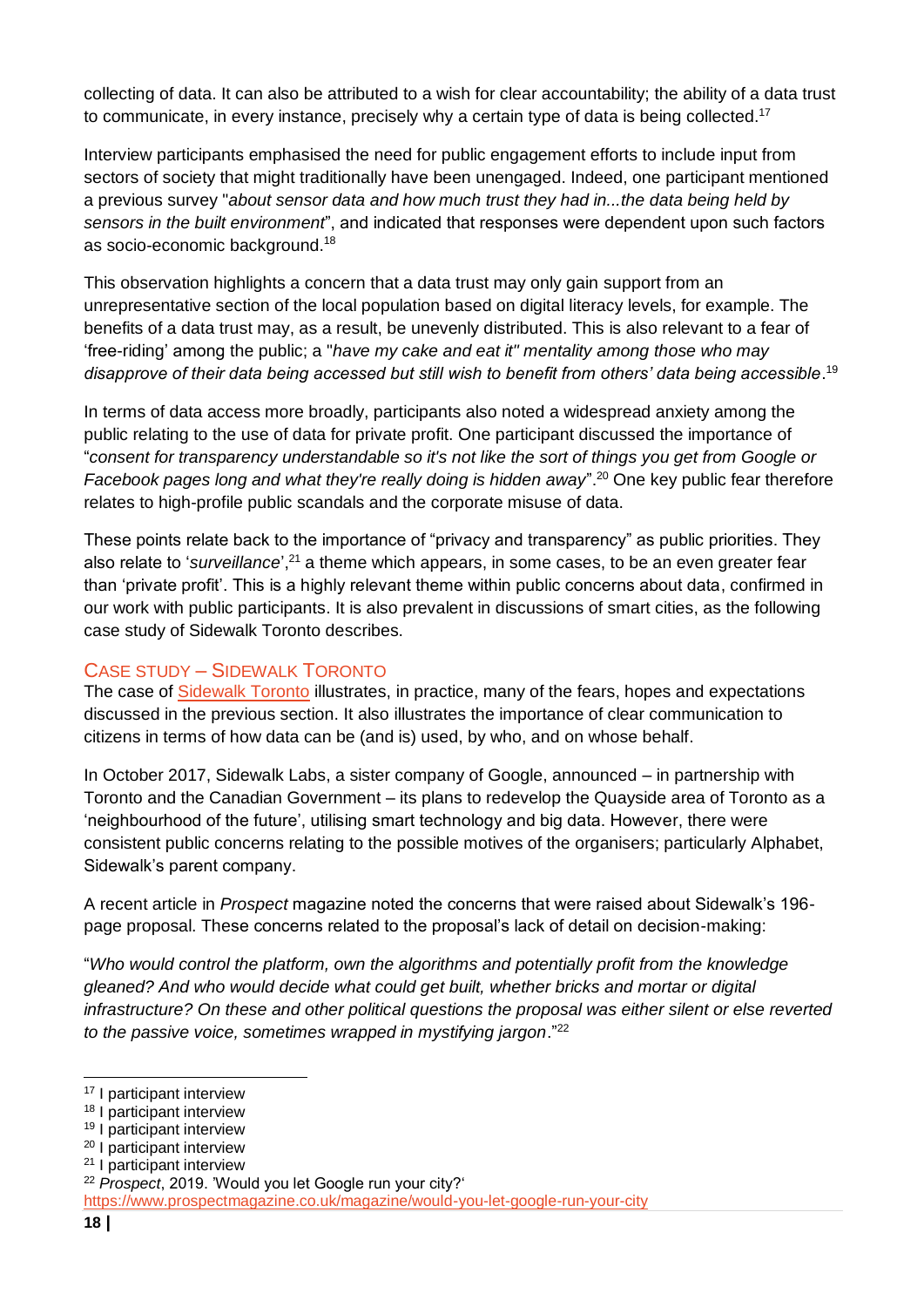collecting of data. It can also be attributed to a wish for clear accountability; the ability of a data trust to communicate, in every instance, precisely why a certain type of data is being collected.[17]

Interview participants emphasised the need for public engagement efforts to include input from sectors of society that might traditionally have been unengaged. Indeed, one participant mentioned a previous survey "*about sensor data and how much trust they had in...the data being held by sensors in the built environment*", and indicated that responses were dependent upon such factors as socio-economic background.[18]

This observation highlights a concern that a data trust may only gain support from an unrepresentative section of the local population based on digital literacy levels, for example. The benefits of a data trust may, as a result, be unevenly distributed. This is also relevant to a fear of 'free-riding' among the public; a "*have my cake and eat it" mentality among those who may disapprove of their data being accessed but still wish to benefit from others' data being accessible*.[19]

In terms of data access more broadly, participants also noted a widespread anxiety among the public relating to the use of data for private profit. One participant discussed the importance of "*consent for transparency understandable so it's not like the sort of things you get from Google or Facebook pages long and what they're really doing is hidden away*".[20] One key public fear therefore relates to high-profile public scandals and the corporate misuse of data.

These points relate back to the importance of "privacy and transparency" as public priorities. They also relate to '*surveillance*',[21] a theme which appears, in some cases, to be an even greater fear than 'private profit'. This is a highly relevant theme within public concerns about data, confirmed in our work with public participants. It is also prevalent in discussions of smart cities, as the following case study of Sidewalk Toronto describes.

## Case study – Sidewalk Toronto

The case of Sidewalk Toronto illustrates, in practice, many of the fears, hopes and expectations discussed in the previous section. It also illustrates the importance of clear communication to citizens in terms of how data can be (and is) used, by who, and on whose behalf.

In October 2017, Sidewalk Labs, a sister company of Google, announced – in partnership with Toronto and the Canadian Government – its plans to redevelop the Quayside area of Toronto as a 'neighbourhood of the future', utilising smart technology and big data. However, there were consistent public concerns relating to the possible motives of the organisers; particularly Alphabet, Sidewalk's parent company.

A recent article in *Prospect* magazine noted the concerns that were raised about Sidewalk's 196-page proposal. These concerns related to the proposal's lack of detail on decision-making:

"*Who would control the platform, own the algorithms and potentially profit from the knowledge gleaned? And who would decide what could get built, whether bricks and mortar or digital infrastructure? On these and other political questions the proposal was either silent or else reverted to the passive voice, sometimes wrapped in mystifying jargon*."[22]

---

[17] I participant interview
[18] I participant interview
[19] I participant interview
[20] I participant interview
[21] I participant interview
[22] *Prospect*, 2019. 'Would you let Google run your city?' https://www.prospectmagazine.co.uk/magazine/would-you-let-google-run-your-city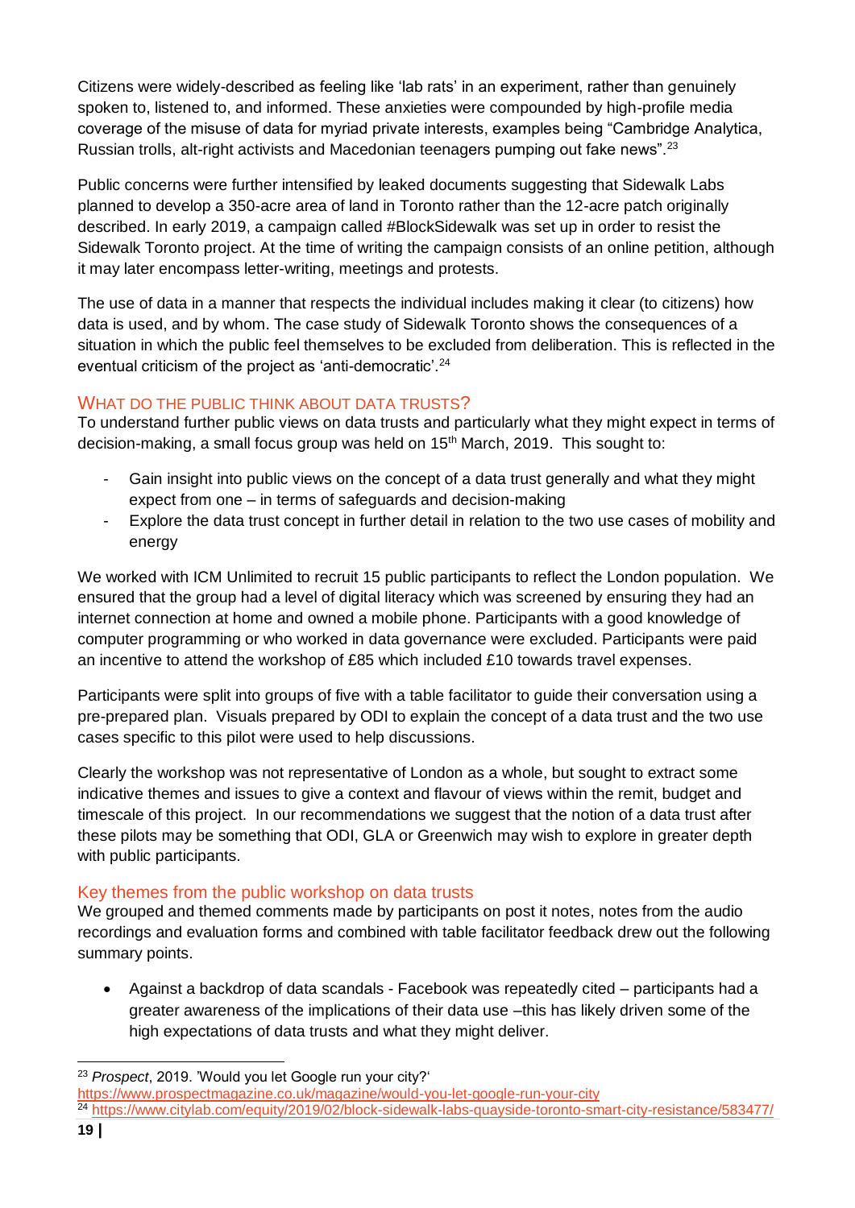Citizens were widely-described as feeling like 'lab rats' in an experiment, rather than genuinely spoken to, listened to, and informed. These anxieties were compounded by high-profile media coverage of the misuse of data for myriad private interests, examples being "Cambridge Analytica, Russian trolls, alt-right activists and Macedonian teenagers pumping out fake news".[23]

Public concerns were further intensified by leaked documents suggesting that Sidewalk Labs planned to develop a 350-acre area of land in Toronto rather than the 12-acre patch originally described. In early 2019, a campaign called #BlockSidewalk was set up in order to resist the Sidewalk Toronto project. At the time of writing the campaign consists of an online petition, although it may later encompass letter-writing, meetings and protests.

The use of data in a manner that respects the individual includes making it clear (to citizens) how data is used, and by whom. The case study of Sidewalk Toronto shows the consequences of a situation in which the public feel themselves to be excluded from deliberation. This is reflected in the eventual criticism of the project as 'anti-democratic'.[24]

## WHAT DO THE PUBLIC THINK ABOUT DATA TRUSTS?

To understand further public views on data trusts and particularly what they might expect in terms of decision-making, a small focus group was held on 15th March, 2019. This sought to:

- Gain insight into public views on the concept of a data trust generally and what they might expect from one – in terms of safeguards and decision-making
- Explore the data trust concept in further detail in relation to the two use cases of mobility and energy

We worked with ICM Unlimited to recruit 15 public participants to reflect the London population. We ensured that the group had a level of digital literacy which was screened by ensuring they had an internet connection at home and owned a mobile phone. Participants with a good knowledge of computer programming or who worked in data governance were excluded. Participants were paid an incentive to attend the workshop of £85 which included £10 towards travel expenses.

Participants were split into groups of five with a table facilitator to guide their conversation using a pre-prepared plan. Visuals prepared by ODI to explain the concept of a data trust and the two use cases specific to this pilot were used to help discussions.

Clearly the workshop was not representative of London as a whole, but sought to extract some indicative themes and issues to give a context and flavour of views within the remit, budget and timescale of this project. In our recommendations we suggest that the notion of a data trust after these pilots may be something that ODI, GLA or Greenwich may wish to explore in greater depth with public participants.

### Key themes from the public workshop on data trusts

We grouped and themed comments made by participants on post it notes, notes from the audio recordings and evaluation forms and combined with table facilitator feedback drew out the following summary points.

- Against a backdrop of data scandals - Facebook was repeatedly cited – participants had a greater awareness of the implications of their data use –this has likely driven some of the high expectations of data trusts and what they might deliver.

---

[23] *Prospect*, 2019. 'Would you let Google run your city?' https://www.prospectmagazine.co.uk/magazine/would-you-let-google-run-your-city

[24] https://www.citylab.com/equity/2019/02/block-sidewalk-labs-quayside-toronto-smart-city-resistance/583477/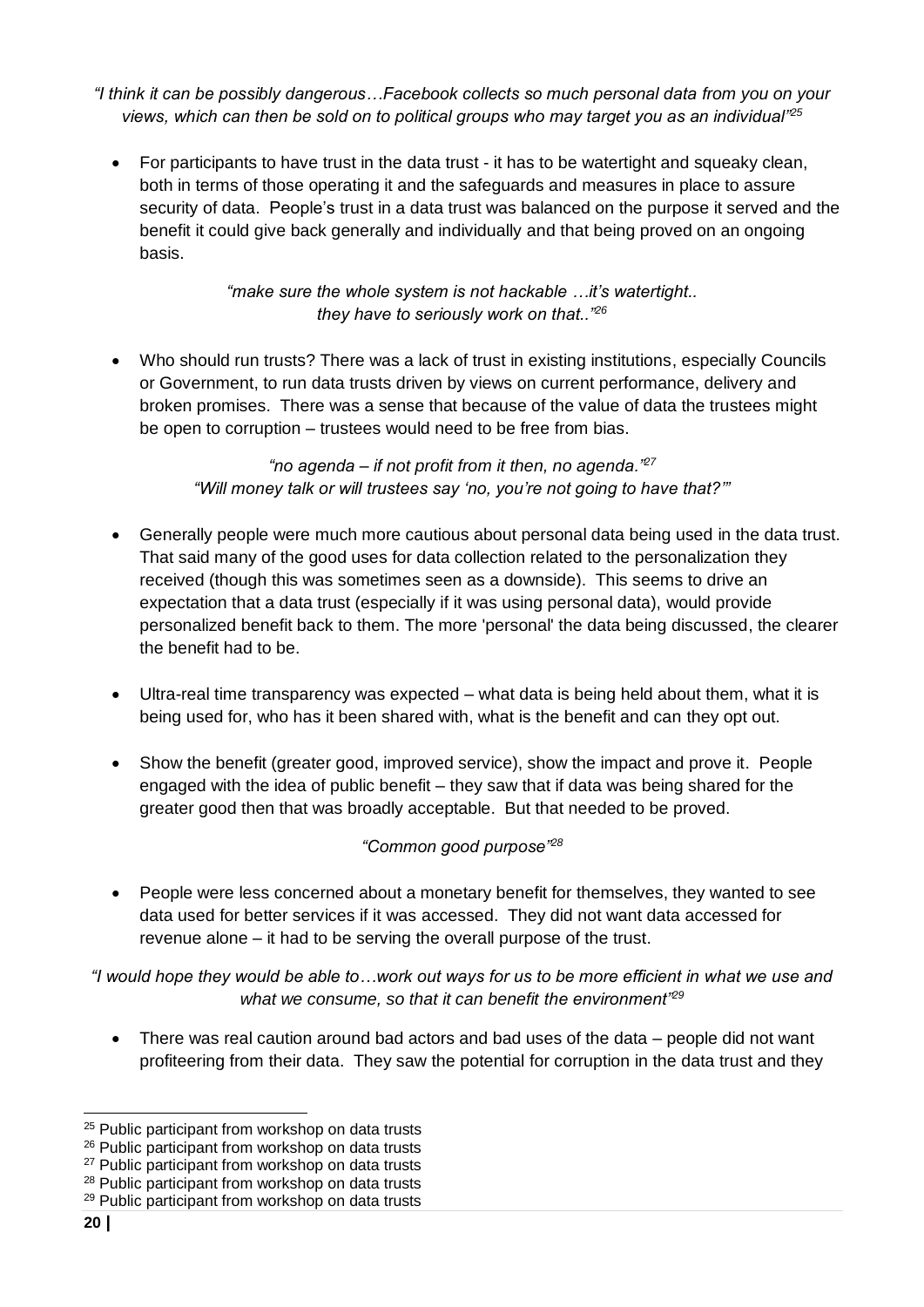*"I think it can be possibly dangerous…Facebook collects so much personal data from you on your views, which can then be sold on to political groups who may target you as an individual"*[25]

- For participants to have trust in the data trust - it has to be watertight and squeaky clean, both in terms of those operating it and the safeguards and measures in place to assure security of data. People's trust in a data trust was balanced on the purpose it served and the benefit it could give back generally and individually and that being proved on an ongoing basis.

*"make sure the whole system is not hackable …it's watertight.. they have to seriously work on that.."*[26]

- Who should run trusts? There was a lack of trust in existing institutions, especially Councils or Government, to run data trusts driven by views on current performance, delivery and broken promises. There was a sense that because of the value of data the trustees might be open to corruption – trustees would need to be free from bias.

*"no agenda – if not profit from it then, no agenda."*[27]
*"Will money talk or will trustees say 'no, you're not going to have that?'"*

- Generally people were much more cautious about personal data being used in the data trust. That said many of the good uses for data collection related to the personalization they received (though this was sometimes seen as a downside). This seems to drive an expectation that a data trust (especially if it was using personal data), would provide personalized benefit back to them. The more 'personal' the data being discussed, the clearer the benefit had to be.

- Ultra-real time transparency was expected – what data is being held about them, what it is being used for, who has it been shared with, what is the benefit and can they opt out.

- Show the benefit (greater good, improved service), show the impact and prove it. People engaged with the idea of public benefit – they saw that if data was being shared for the greater good then that was broadly acceptable. But that needed to be proved.

*"Common good purpose"*[28]

- People were less concerned about a monetary benefit for themselves, they wanted to see data used for better services if it was accessed. They did not want data accessed for revenue alone – it had to be serving the overall purpose of the trust.

*"I would hope they would be able to…work out ways for us to be more efficient in what we use and what we consume, so that it can benefit the environment"*[29]

- There was real caution around bad actors and bad uses of the data – people did not want profiteering from their data. They saw the potential for corruption in the data trust and they

---

[25] Public participant from workshop on data trusts
[26] Public participant from workshop on data trusts
[27] Public participant from workshop on data trusts
[28] Public participant from workshop on data trusts
[29] Public participant from workshop on data trusts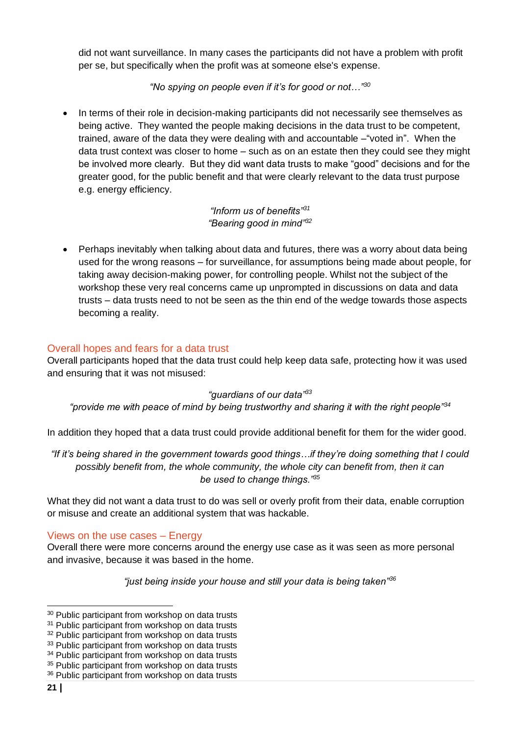did not want surveillance. In many cases the participants did not have a problem with profit per se, but specifically when the profit was at someone else's expense.

*"No spying on people even if it's for good or not…"*[30]

- In terms of their role in decision-making participants did not necessarily see themselves as being active. They wanted the people making decisions in the data trust to be competent, trained, aware of the data they were dealing with and accountable –"voted in". When the data trust context was closer to home – such as on an estate then they could see they might be involved more clearly. But they did want data trusts to make "good" decisions and for the greater good, for the public benefit and that were clearly relevant to the data trust purpose e.g. energy efficiency.

*"Inform us of benefits"*[31]
*"Bearing good in mind"*[32]

- Perhaps inevitably when talking about data and futures, there was a worry about data being used for the wrong reasons – for surveillance, for assumptions being made about people, for taking away decision-making power, for controlling people. Whilst not the subject of the workshop these very real concerns came up unprompted in discussions on data and data trusts – data trusts need to not be seen as the thin end of the wedge towards those aspects becoming a reality.

## Overall hopes and fears for a data trust

Overall participants hoped that the data trust could help keep data safe, protecting how it was used and ensuring that it was not misused:

*"guardians of our data"*[33]
*"provide me with peace of mind by being trustworthy and sharing it with the right people"*[34]

In addition they hoped that a data trust could provide additional benefit for them for the wider good.

*"If it's being shared in the government towards good things…if they're doing something that I could possibly benefit from, the whole community, the whole city can benefit from, then it can be used to change things."*[35]

What they did not want a data trust to do was sell or overly profit from their data, enable corruption or misuse and create an additional system that was hackable.

## Views on the use cases – Energy

Overall there were more concerns around the energy use case as it was seen as more personal and invasive, because it was based in the home.

*"just being inside your house and still your data is being taken"*[36]

---

[30] Public participant from workshop on data trusts
[31] Public participant from workshop on data trusts
[32] Public participant from workshop on data trusts
[33] Public participant from workshop on data trusts
[34] Public participant from workshop on data trusts
[35] Public participant from workshop on data trusts
[36] Public participant from workshop on data trusts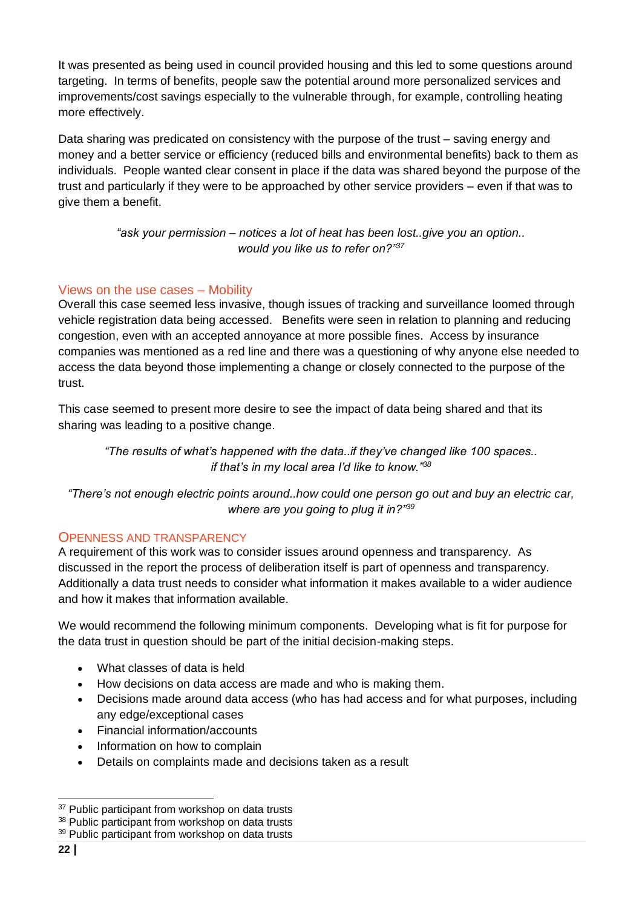It was presented as being used in council provided housing and this led to some questions around targeting. In terms of benefits, people saw the potential around more personalized services and improvements/cost savings especially to the vulnerable through, for example, controlling heating more effectively.

Data sharing was predicated on consistency with the purpose of the trust – saving energy and money and a better service or efficiency (reduced bills and environmental benefits) back to them as individuals. People wanted clear consent in place if the data was shared beyond the purpose of the trust and particularly if they were to be approached by other service providers – even if that was to give them a benefit.

> *"ask your permission – notices a lot of heat has been lost..give you an option.. would you like us to refer on?"*[37]

### Views on the use cases – Mobility

Overall this case seemed less invasive, though issues of tracking and surveillance loomed through vehicle registration data being accessed. Benefits were seen in relation to planning and reducing congestion, even with an accepted annoyance at more possible fines. Access by insurance companies was mentioned as a red line and there was a questioning of why anyone else needed to access the data beyond those implementing a change or closely connected to the purpose of the trust.

This case seemed to present more desire to see the impact of data being shared and that its sharing was leading to a positive change.

> *"The results of what's happened with the data..if they've changed like 100 spaces.. if that's in my local area I'd like to know."*[38]

> *"There's not enough electric points around..how could one person go out and buy an electric car, where are you going to plug it in?"*[39]

## Openness and Transparency

A requirement of this work was to consider issues around openness and transparency. As discussed in the report the process of deliberation itself is part of openness and transparency. Additionally a data trust needs to consider what information it makes available to a wider audience and how it makes that information available.

We would recommend the following minimum components. Developing what is fit for purpose for the data trust in question should be part of the initial decision-making steps.

- What classes of data is held
- How decisions on data access are made and who is making them.
- Decisions made around data access (who has had access and for what purposes, including any edge/exceptional cases
- Financial information/accounts
- Information on how to complain
- Details on complaints made and decisions taken as a result

---

[37] Public participant from workshop on data trusts
[38] Public participant from workshop on data trusts
[39] Public participant from workshop on data trusts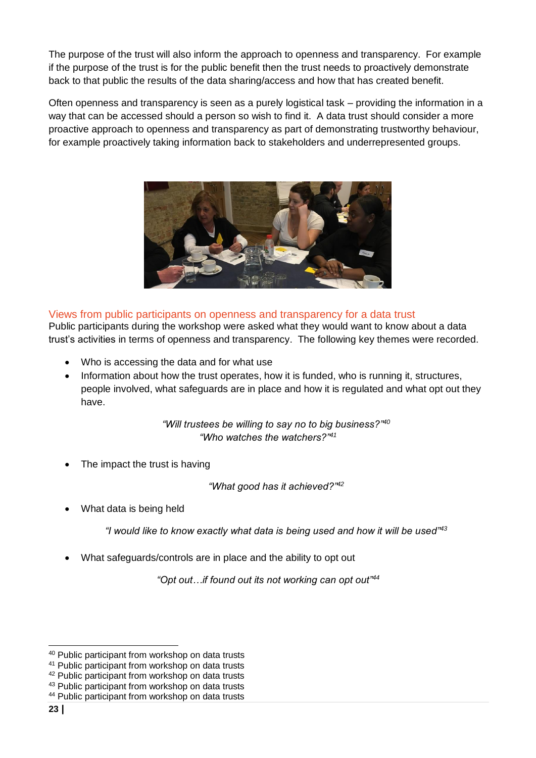The purpose of the trust will also inform the approach to openness and transparency. For example if the purpose of the trust is for the public benefit then the trust needs to proactively demonstrate back to that public the results of the data sharing/access and how that has created benefit.

Often openness and transparency is seen as a purely logistical task – providing the information in a way that can be accessed should a person so wish to find it. A data trust should consider a more proactive approach to openness and transparency as part of demonstrating trustworthy behaviour, for example proactively taking information back to stakeholders and underrepresented groups.

## Views from public participants on openness and transparency for a data trust

Public participants during the workshop were asked what they would want to know about a data trust's activities in terms of openness and transparency. The following key themes were recorded.

- Who is accessing the data and for what use
- Information about how the trust operates, how it is funded, who is running it, structures, people involved, what safeguards are in place and how it is regulated and what opt out they have.

*"Will trustees be willing to say no to big business?"*[40]
*"Who watches the watchers?"*[41]

- The impact the trust is having

*"What good has it achieved?"*[42]

- What data is being held

*"I would like to know exactly what data is being used and how it will be used"*[43]

- What safeguards/controls are in place and the ability to opt out

*"Opt out…if found out its not working can opt out"*[44]

---

[40] Public participant from workshop on data trusts
[41] Public participant from workshop on data trusts
[42] Public participant from workshop on data trusts
[43] Public participant from workshop on data trusts
[44] Public participant from workshop on data trusts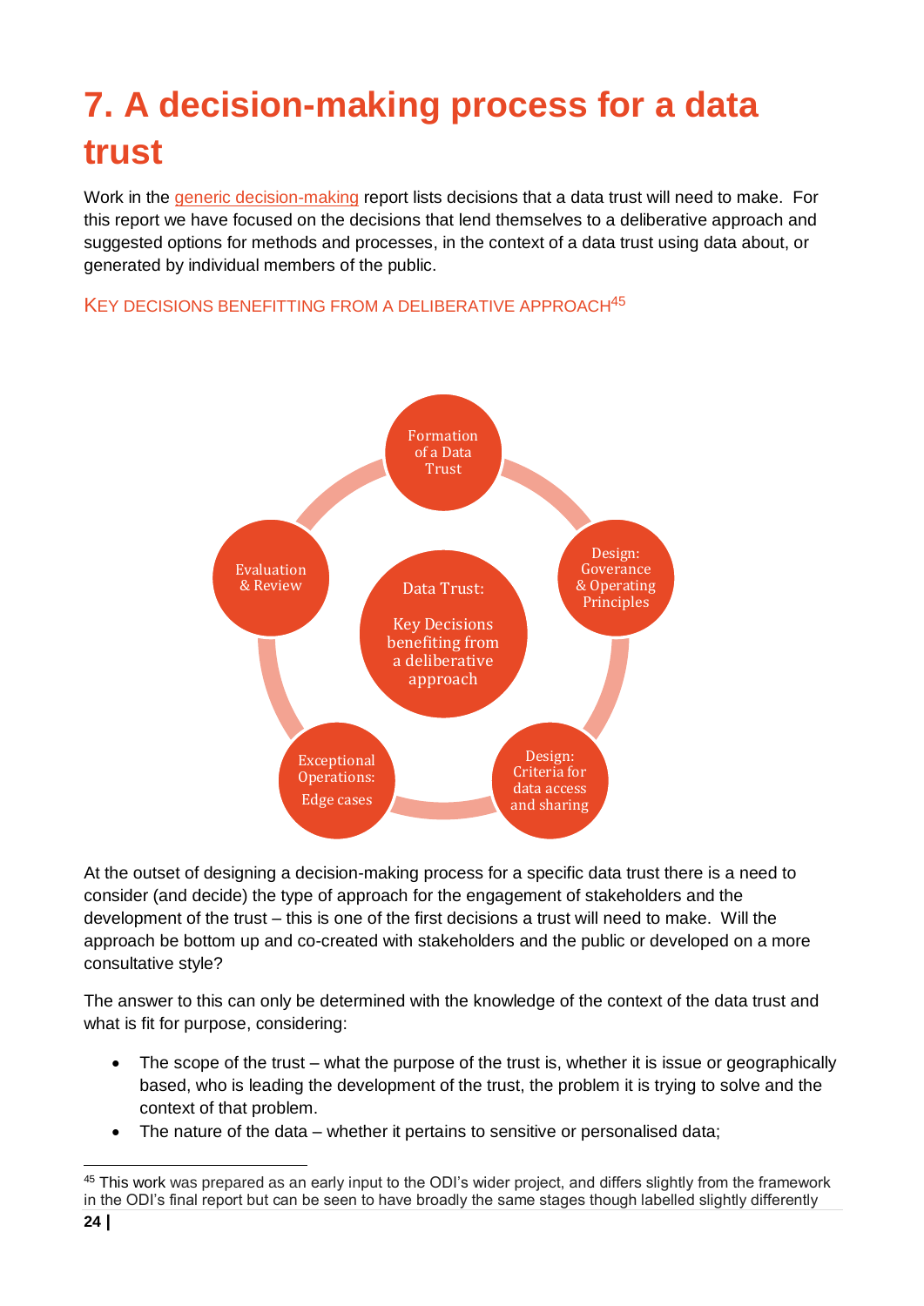# 7. A decision-making process for a data trust

Work in the generic decision-making report lists decisions that a data trust will need to make. For this report we have focused on the decisions that lend themselves to a deliberative approach and suggested options for methods and processes, in the context of a data trust using data about, or generated by individual members of the public.

### KEY DECISIONS BENEFITTING FROM A DELIBERATIVE APPROACH[45]

Data Trust: Key Decisions benefitting from a deliberative approach

- Formation of a Data Trust
- Design: Goverance & Operating Principles
- Design: Criteria for data access and sharing
- Exceptional Operations: Edge cases
- Evaluation & Review

At the outset of designing a decision-making process for a specific data trust there is a need to consider (and decide) the type of approach for the engagement of stakeholders and the development of the trust – this is one of the first decisions a trust will need to make. Will the approach be bottom up and co-created with stakeholders and the public or developed on a more consultative style?

The answer to this can only be determined with the knowledge of the context of the data trust and what is fit for purpose, considering:

- The scope of the trust – what the purpose of the trust is, whether it is issue or geographically based, who is leading the development of the trust, the problem it is trying to solve and the context of that problem.
- The nature of the data – whether it pertains to sensitive or personalised data;

[45] This work was prepared as an early input to the ODI's wider project, and differs slightly from the framework in the ODI's final report but can be seen to have broadly the same stages though labelled slightly differently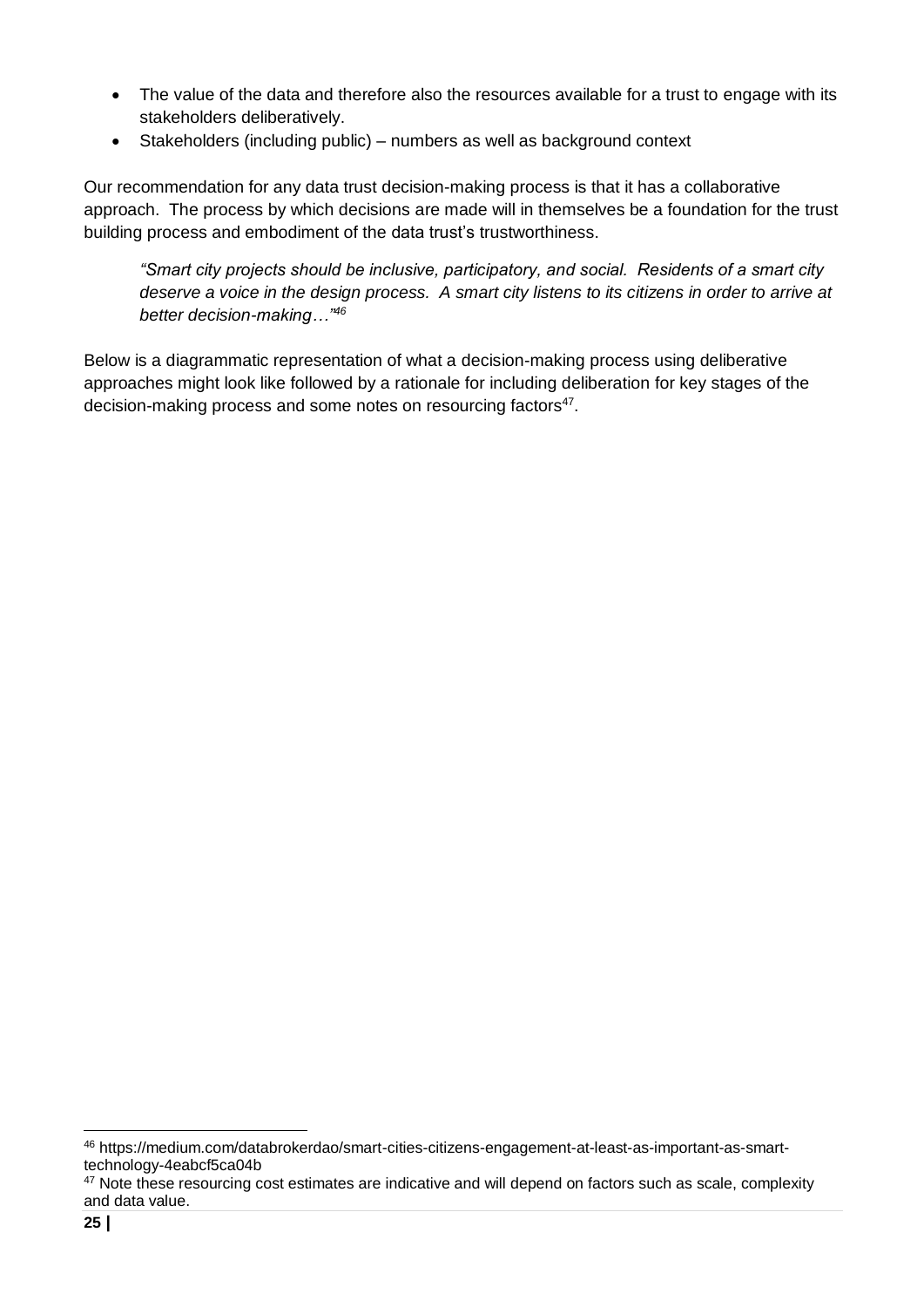- The value of the data and therefore also the resources available for a trust to engage with its stakeholders deliberatively.
- Stakeholders (including public) – numbers as well as background context

Our recommendation for any data trust decision-making process is that it has a collaborative approach. The process by which decisions are made will in themselves be a foundation for the trust building process and embodiment of the data trust's trustworthiness.

> *"Smart city projects should be inclusive, participatory, and social. Residents of a smart city deserve a voice in the design process. A smart city listens to its citizens in order to arrive at better decision-making…"*[46]

Below is a diagrammatic representation of what a decision-making process using deliberative approaches might look like followed by a rationale for including deliberation for key stages of the decision-making process and some notes on resourcing factors[47].

---

[46] https://medium.com/databrokerdao/smart-cities-citizens-engagement-at-least-as-important-as-smart-technology-4eabcf5ca04b

[47] Note these resourcing cost estimates are indicative and will depend on factors such as scale, complexity and data value.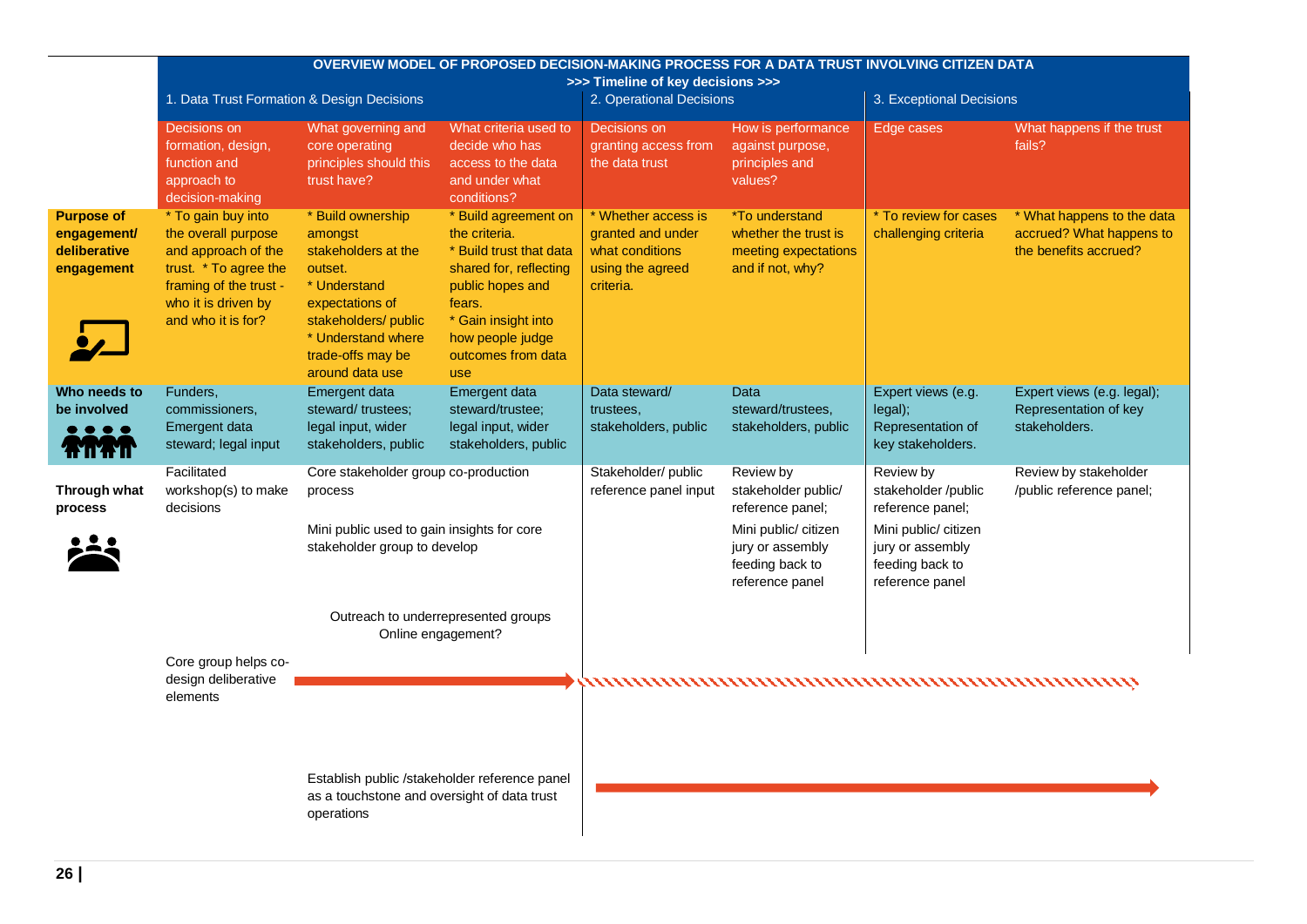## OVERVIEW MODEL OF PROPOSED DECISION-MAKING PROCESS FOR A DATA TRUST INVOLVING CITIZEN DATA

>>> Timeline of key decisions >>>

| | 1. Data Trust Formation & Design Decisions | | | 2. Operational Decisions | | 3. Exceptional Decisions | |
|---|---|---|---|---|---|---|---|
| | Decisions on formation, design, function and approach to decision-making | What governing and core operating principles should this trust have? | What criteria used to decide who has access to the data and under what conditions? | Decisions on granting access from the data trust | How is performance against purpose, principles and values? | Edge cases | What happens if the trust fails? |
| **Purpose of engagement/ deliberative engagement** | * To gain buy into the overall purpose and approach of the trust. * To agree the framing of the trust - who it is driven by and who it is for? | * Build ownership amongst stakeholders at the outset. * Understand expectations of stakeholders/ public * Understand where trade-offs may be around data use | * Build agreement on the criteria. * Build trust that data shared for, reflecting public hopes and fears. * Gain insight into how people judge outcomes from data use | * Whether access is granted and under what conditions using the agreed criteria. | *To understand whether the trust is meeting expectations and if not, why? | * To review for cases challenging criteria | * What happens to the data accrued? What happens to the benefits accrued? |
| **Who needs to be involved** | Funders, commissioners, Emergent data steward; legal input | Emergent data steward/ trustees; legal input, wider stakeholders, public | Emergent data steward/trustee; legal input, wider stakeholders, public | Data steward/ trustees, stakeholders, public | Data steward/trustees, stakeholders, public | Expert views (e.g. legal); Representation of key stakeholders. | Expert views (e.g. legal); Representation of key stakeholders. |
| **Through what process** | Facilitated workshop(s) to make decisions | Core stakeholder group co-production process<br><br>Mini public used to gain insights for core stakeholder group to develop<br><br>Outreach to underrepresented groups<br>Online engagement? | | Stakeholder/ public reference panel input | Review by stakeholder public/ reference panel;<br><br>Mini public/ citizen jury or assembly feeding back to reference panel | Review by stakeholder /public reference panel;<br><br>Mini public/ citizen jury or assembly feeding back to reference panel | Review by stakeholder /public reference panel; |

Core group helps co-design deliberative elements →

Establish public /stakeholder reference panel as a touchstone and oversight of data trust operations →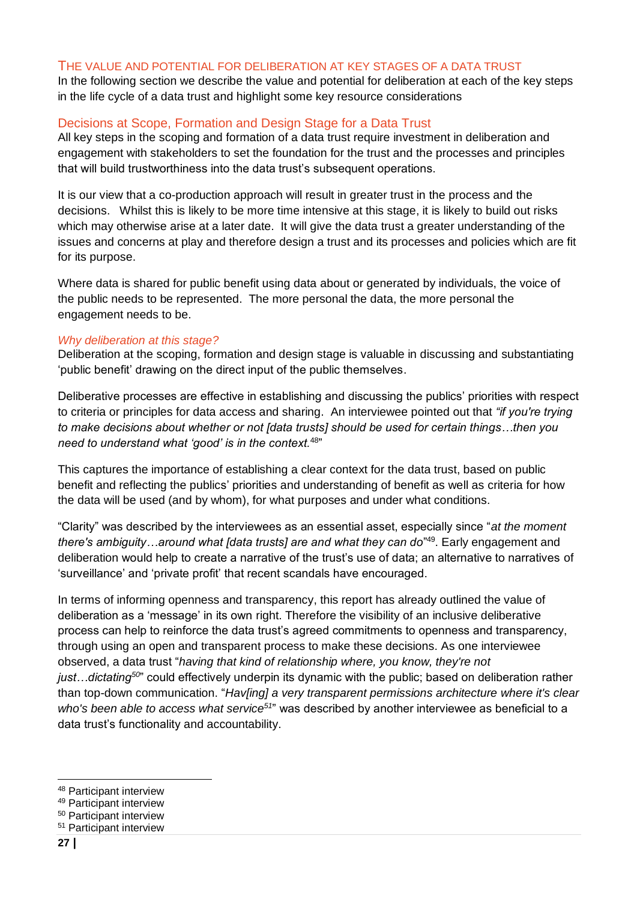## The value and potential for deliberation at key stages of a data trust

In the following section we describe the value and potential for deliberation at each of the key steps in the life cycle of a data trust and highlight some key resource considerations

### Decisions at Scope, Formation and Design Stage for a Data Trust

All key steps in the scoping and formation of a data trust require investment in deliberation and engagement with stakeholders to set the foundation for the trust and the processes and principles that will build trustworthiness into the data trust's subsequent operations.

It is our view that a co-production approach will result in greater trust in the process and the decisions. Whilst this is likely to be more time intensive at this stage, it is likely to build out risks which may otherwise arise at a later date. It will give the data trust a greater understanding of the issues and concerns at play and therefore design a trust and its processes and policies which are fit for its purpose.

Where data is shared for public benefit using data about or generated by individuals, the voice of the public needs to be represented. The more personal the data, the more personal the engagement needs to be.

#### *Why deliberation at this stage?*

Deliberation at the scoping, formation and design stage is valuable in discussing and substantiating 'public benefit' drawing on the direct input of the public themselves.

Deliberative processes are effective in establishing and discussing the publics' priorities with respect to criteria or principles for data access and sharing. An interviewee pointed out that *"if you're trying to make decisions about whether or not [data trusts] should be used for certain things…then you need to understand what 'good' is in the context.*[48]"

This captures the importance of establishing a clear context for the data trust, based on public benefit and reflecting the publics' priorities and understanding of benefit as well as criteria for how the data will be used (and by whom), for what purposes and under what conditions.

"Clarity" was described by the interviewees as an essential asset, especially since "*at the moment there's ambiguity…around what [data trusts] are and what they can do*"[49]. Early engagement and deliberation would help to create a narrative of the trust's use of data; an alternative to narratives of 'surveillance' and 'private profit' that recent scandals have encouraged.

In terms of informing openness and transparency, this report has already outlined the value of deliberation as a 'message' in its own right. Therefore the visibility of an inclusive deliberative process can help to reinforce the data trust's agreed commitments to openness and transparency, through using an open and transparent process to make these decisions. As one interviewee observed, a data trust "*having that kind of relationship where, you know, they're not just…dictating*[50]" could effectively underpin its dynamic with the public; based on deliberation rather than top-down communication. "*Hav[ing] a very transparent permissions architecture where it's clear who's been able to access what service*[51]" was described by another interviewee as beneficial to a data trust's functionality and accountability.

---

[48] Participant interview
[49] Participant interview
[50] Participant interview
[51] Participant interview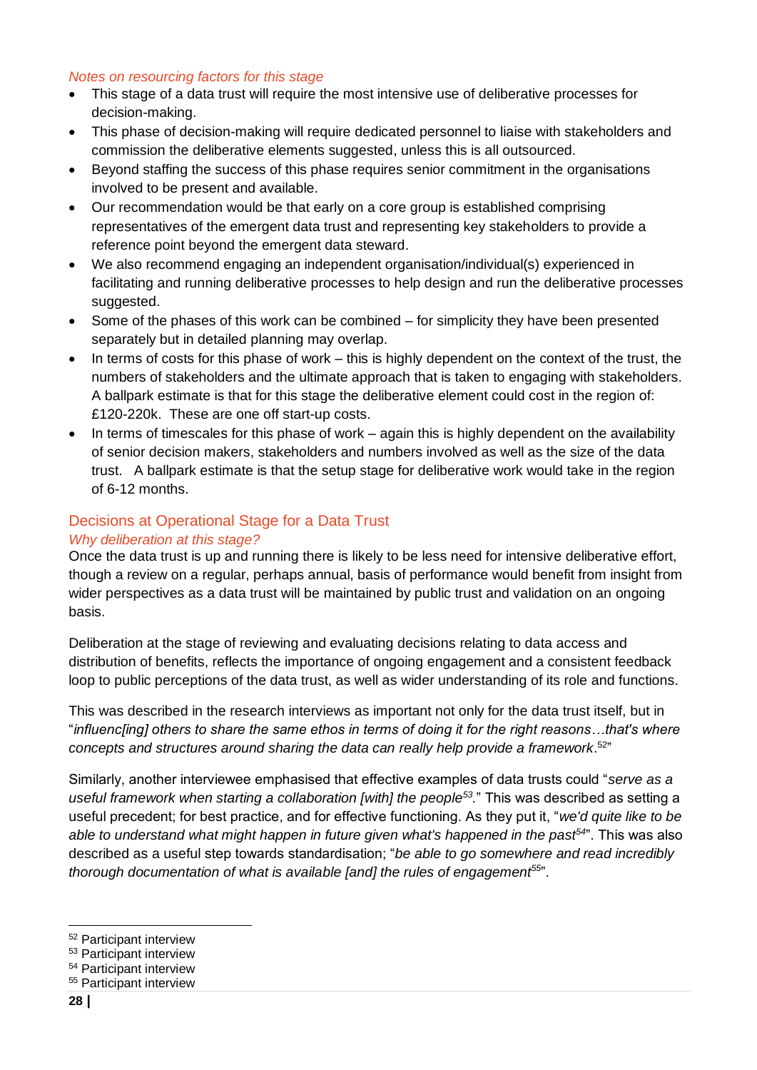*Notes on resourcing factors for this stage*

- This stage of a data trust will require the most intensive use of deliberative processes for decision-making.
- This phase of decision-making will require dedicated personnel to liaise with stakeholders and commission the deliberative elements suggested, unless this is all outsourced.
- Beyond staffing the success of this phase requires senior commitment in the organisations involved to be present and available.
- Our recommendation would be that early on a core group is established comprising representatives of the emergent data trust and representing key stakeholders to provide a reference point beyond the emergent data steward.
- We also recommend engaging an independent organisation/individual(s) experienced in facilitating and running deliberative processes to help design and run the deliberative processes suggested.
- Some of the phases of this work can be combined – for simplicity they have been presented separately but in detailed planning may overlap.
- In terms of costs for this phase of work – this is highly dependent on the context of the trust, the numbers of stakeholders and the ultimate approach that is taken to engaging with stakeholders. A ballpark estimate is that for this stage the deliberative element could cost in the region of: £120-220k. These are one off start-up costs.
- In terms of timescales for this phase of work – again this is highly dependent on the availability of senior decision makers, stakeholders and numbers involved as well as the size of the data trust. A ballpark estimate is that the setup stage for deliberative work would take in the region of 6-12 months.

## Decisions at Operational Stage for a Data Trust

*Why deliberation at this stage?*

Once the data trust is up and running there is likely to be less need for intensive deliberative effort, though a review on a regular, perhaps annual, basis of performance would benefit from insight from wider perspectives as a data trust will be maintained by public trust and validation on an ongoing basis.

Deliberation at the stage of reviewing and evaluating decisions relating to data access and distribution of benefits, reflects the importance of ongoing engagement and a consistent feedback loop to public perceptions of the data trust, as well as wider understanding of its role and functions.

This was described in the research interviews as important not only for the data trust itself, but in "*influenc[ing] others to share the same ethos in terms of doing it for the right reasons…that's where concepts and structures around sharing the data can really help provide a framework*.[52]"

Similarly, another interviewee emphasised that effective examples of data trusts could "*serve as a useful framework when starting a collaboration [with] the people[53].*" This was described as setting a useful precedent; for best practice, and for effective functioning. As they put it, "*we'd quite like to be able to understand what might happen in future given what's happened in the past[54]*". This was also described as a useful step towards standardisation; "*be able to go somewhere and read incredibly thorough documentation of what is available [and] the rules of engagement[55]*".

[52] Participant interview
[53] Participant interview
[54] Participant interview
[55] Participant interview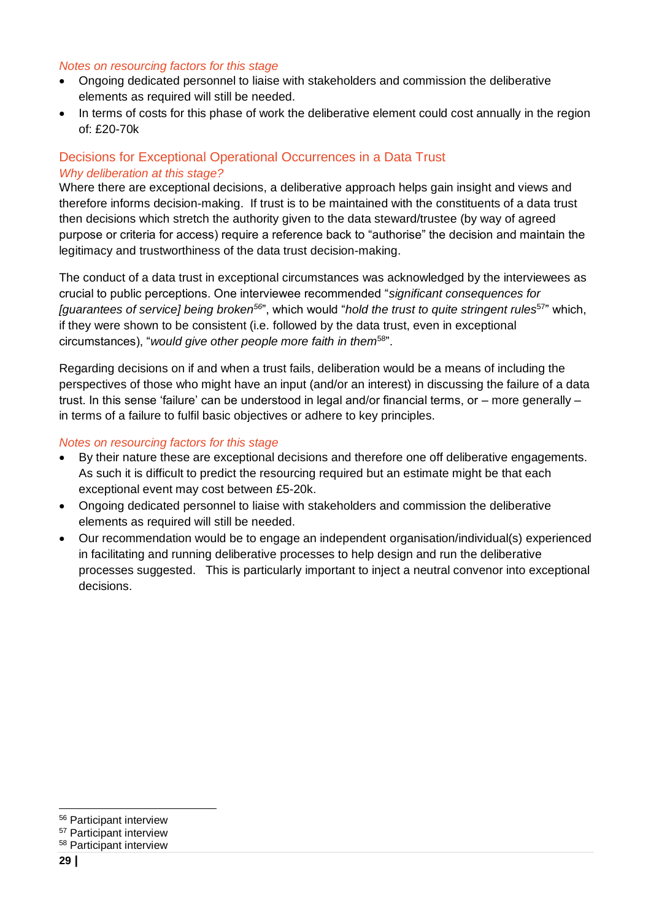*Notes on resourcing factors for this stage*

- Ongoing dedicated personnel to liaise with stakeholders and commission the deliberative elements as required will still be needed.
- In terms of costs for this phase of work the deliberative element could cost annually in the region of: £20-70k

## Decisions for Exceptional Operational Occurrences in a Data Trust

*Why deliberation at this stage?*

Where there are exceptional decisions, a deliberative approach helps gain insight and views and therefore informs decision-making. If trust is to be maintained with the constituents of a data trust then decisions which stretch the authority given to the data steward/trustee (by way of agreed purpose or criteria for access) require a reference back to "authorise" the decision and maintain the legitimacy and trustworthiness of the data trust decision-making.

The conduct of a data trust in exceptional circumstances was acknowledged by the interviewees as crucial to public perceptions. One interviewee recommended "*significant consequences for [guarantees of service] being broken*[56]", which would "*hold the trust to quite stringent rules*[57]" which, if they were shown to be consistent (i.e. followed by the data trust, even in exceptional circumstances), "*would give other people more faith in them*[58]".

Regarding decisions on if and when a trust fails, deliberation would be a means of including the perspectives of those who might have an input (and/or an interest) in discussing the failure of a data trust. In this sense 'failure' can be understood in legal and/or financial terms, or – more generally – in terms of a failure to fulfil basic objectives or adhere to key principles.

*Notes on resourcing factors for this stage*

- By their nature these are exceptional decisions and therefore one off deliberative engagements. As such it is difficult to predict the resourcing required but an estimate might be that each exceptional event may cost between £5-20k.
- Ongoing dedicated personnel to liaise with stakeholders and commission the deliberative elements as required will still be needed.
- Our recommendation would be to engage an independent organisation/individual(s) experienced in facilitating and running deliberative processes to help design and run the deliberative processes suggested. This is particularly important to inject a neutral convenor into exceptional decisions.

---

[56] Participant interview

[57] Participant interview

[58] Participant interview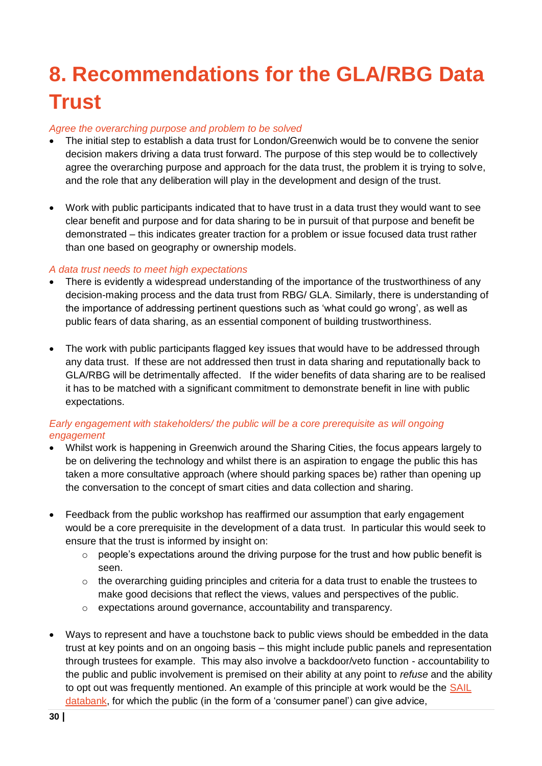# 8. Recommendations for the GLA/RBG Data Trust

*Agree the overarching purpose and problem to be solved*

- The initial step to establish a data trust for London/Greenwich would be to convene the senior decision makers driving a data trust forward. The purpose of this step would be to collectively agree the overarching purpose and approach for the data trust, the problem it is trying to solve, and the role that any deliberation will play in the development and design of the trust.

- Work with public participants indicated that to have trust in a data trust they would want to see clear benefit and purpose and for data sharing to be in pursuit of that purpose and benefit be demonstrated – this indicates greater traction for a problem or issue focused data trust rather than one based on geography or ownership models.

*A data trust needs to meet high expectations*

- There is evidently a widespread understanding of the importance of the trustworthiness of any decision-making process and the data trust from RBG/ GLA. Similarly, there is understanding of the importance of addressing pertinent questions such as 'what could go wrong', as well as public fears of data sharing, as an essential component of building trustworthiness.

- The work with public participants flagged key issues that would have to be addressed through any data trust. If these are not addressed then trust in data sharing and reputationally back to GLA/RBG will be detrimentally affected. If the wider benefits of data sharing are to be realised it has to be matched with a significant commitment to demonstrate benefit in line with public expectations.

*Early engagement with stakeholders/ the public will be a core prerequisite as will ongoing engagement*

- Whilst work is happening in Greenwich around the Sharing Cities, the focus appears largely to be on delivering the technology and whilst there is an aspiration to engage the public this has taken a more consultative approach (where should parking spaces be) rather than opening up the conversation to the concept of smart cities and data collection and sharing.

- Feedback from the public workshop has reaffirmed our assumption that early engagement would be a core prerequisite in the development of a data trust. In particular this would seek to ensure that the trust is informed by insight on:
    - people's expectations around the driving purpose for the trust and how public benefit is seen.
    - the overarching guiding principles and criteria for a data trust to enable the trustees to make good decisions that reflect the views, values and perspectives of the public.
    - expectations around governance, accountability and transparency.

- Ways to represent and have a touchstone back to public views should be embedded in the data trust at key points and on an ongoing basis – this might include public panels and representation through trustees for example. This may also involve a backdoor/veto function - accountability to the public and public involvement is premised on their ability at any point to *refuse* and the ability to opt out was frequently mentioned. An example of this principle at work would be the SAIL databank, for which the public (in the form of a 'consumer panel') can give advice,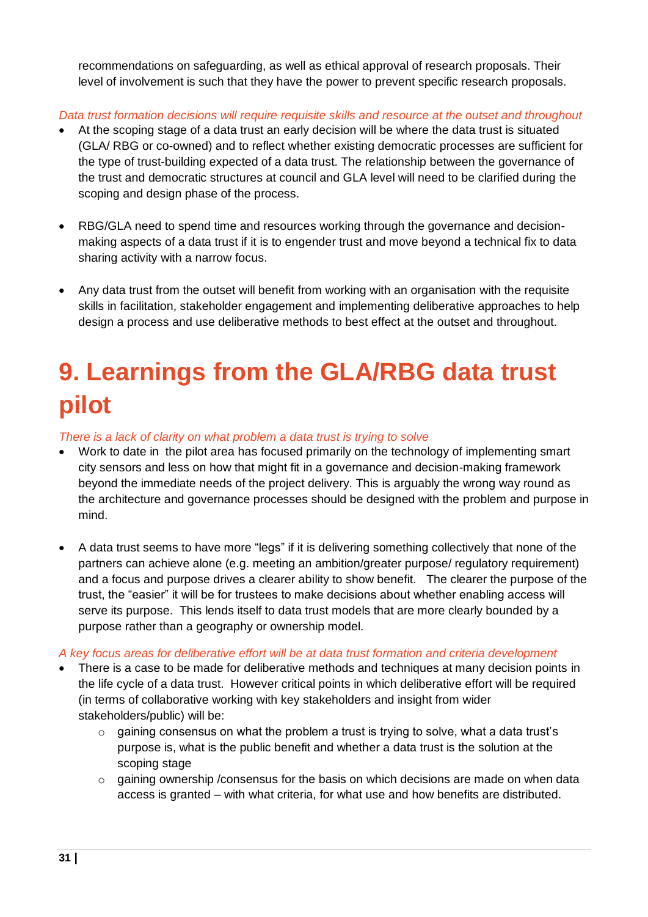recommendations on safeguarding, as well as ethical approval of research proposals. Their level of involvement is such that they have the power to prevent specific research proposals.

*Data trust formation decisions will require requisite skills and resource at the outset and throughout*

- At the scoping stage of a data trust an early decision will be where the data trust is situated (GLA/ RBG or co-owned) and to reflect whether existing democratic processes are sufficient for the type of trust-building expected of a data trust. The relationship between the governance of the trust and democratic structures at council and GLA level will need to be clarified during the scoping and design phase of the process.

- RBG/GLA need to spend time and resources working through the governance and decision-making aspects of a data trust if it is to engender trust and move beyond a technical fix to data sharing activity with a narrow focus.

- Any data trust from the outset will benefit from working with an organisation with the requisite skills in facilitation, stakeholder engagement and implementing deliberative approaches to help design a process and use deliberative methods to best effect at the outset and throughout.

# 9. Learnings from the GLA/RBG data trust pilot

*There is a lack of clarity on what problem a data trust is trying to solve*

- Work to date in the pilot area has focused primarily on the technology of implementing smart city sensors and less on how that might fit in a governance and decision-making framework beyond the immediate needs of the project delivery. This is arguably the wrong way round as the architecture and governance processes should be designed with the problem and purpose in mind.

- A data trust seems to have more "legs" if it is delivering something collectively that none of the partners can achieve alone (e.g. meeting an ambition/greater purpose/ regulatory requirement) and a focus and purpose drives a clearer ability to show benefit. The clearer the purpose of the trust, the "easier" it will be for trustees to make decisions about whether enabling access will serve its purpose. This lends itself to data trust models that are more clearly bounded by a purpose rather than a geography or ownership model.

*A key focus areas for deliberative effort will be at data trust formation and criteria development*

- There is a case to be made for deliberative methods and techniques at many decision points in the life cycle of a data trust. However critical points in which deliberative effort will be required (in terms of collaborative working with key stakeholders and insight from wider stakeholders/public) will be:
    - gaining consensus on what the problem a trust is trying to solve, what a data trust's purpose is, what is the public benefit and whether a data trust is the solution at the scoping stage
    - gaining ownership /consensus for the basis on which decisions are made on when data access is granted – with what criteria, for what use and how benefits are distributed.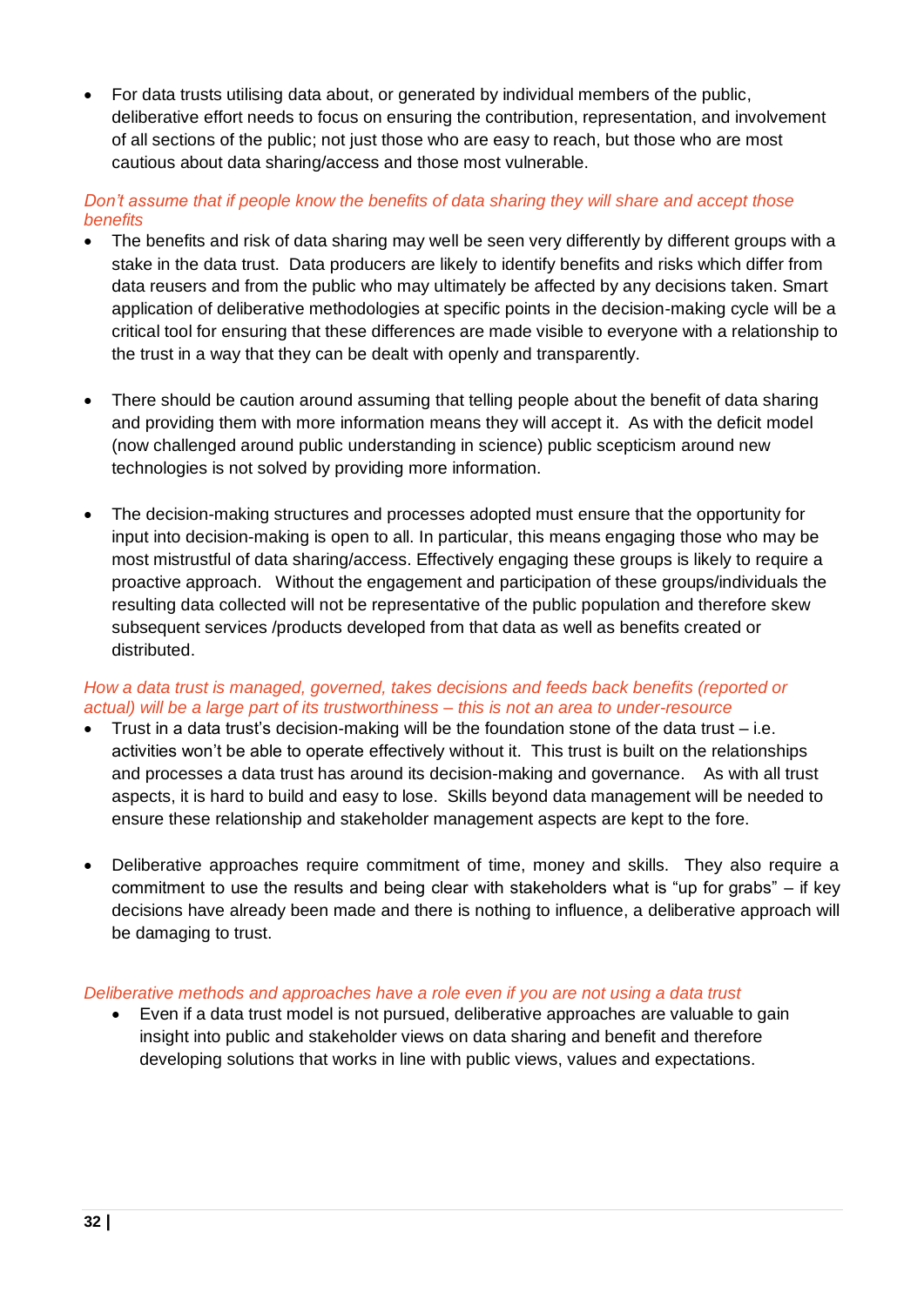- For data trusts utilising data about, or generated by individual members of the public, deliberative effort needs to focus on ensuring the contribution, representation, and involvement of all sections of the public; not just those who are easy to reach, but those who are most cautious about data sharing/access and those most vulnerable.

*Don't assume that if people know the benefits of data sharing they will share and accept those benefits*

- The benefits and risk of data sharing may well be seen very differently by different groups with a stake in the data trust. Data producers are likely to identify benefits and risks which differ from data reusers and from the public who may ultimately be affected by any decisions taken. Smart application of deliberative methodologies at specific points in the decision-making cycle will be a critical tool for ensuring that these differences are made visible to everyone with a relationship to the trust in a way that they can be dealt with openly and transparently.

- There should be caution around assuming that telling people about the benefit of data sharing and providing them with more information means they will accept it. As with the deficit model (now challenged around public understanding in science) public scepticism around new technologies is not solved by providing more information.

- The decision-making structures and processes adopted must ensure that the opportunity for input into decision-making is open to all. In particular, this means engaging those who may be most mistrustful of data sharing/access. Effectively engaging these groups is likely to require a proactive approach. Without the engagement and participation of these groups/individuals the resulting data collected will not be representative of the public population and therefore skew subsequent services /products developed from that data as well as benefits created or distributed.

*How a data trust is managed, governed, takes decisions and feeds back benefits (reported or actual) will be a large part of its trustworthiness – this is not an area to under-resource*

- Trust in a data trust's decision-making will be the foundation stone of the data trust – i.e. activities won't be able to operate effectively without it. This trust is built on the relationships and processes a data trust has around its decision-making and governance. As with all trust aspects, it is hard to build and easy to lose. Skills beyond data management will be needed to ensure these relationship and stakeholder management aspects are kept to the fore.

- Deliberative approaches require commitment of time, money and skills. They also require a commitment to use the results and being clear with stakeholders what is "up for grabs" – if key decisions have already been made and there is nothing to influence, a deliberative approach will be damaging to trust.

*Deliberative methods and approaches have a role even if you are not using a data trust*

- Even if a data trust model is not pursued, deliberative approaches are valuable to gain insight into public and stakeholder views on data sharing and benefit and therefore developing solutions that works in line with public views, values and expectations.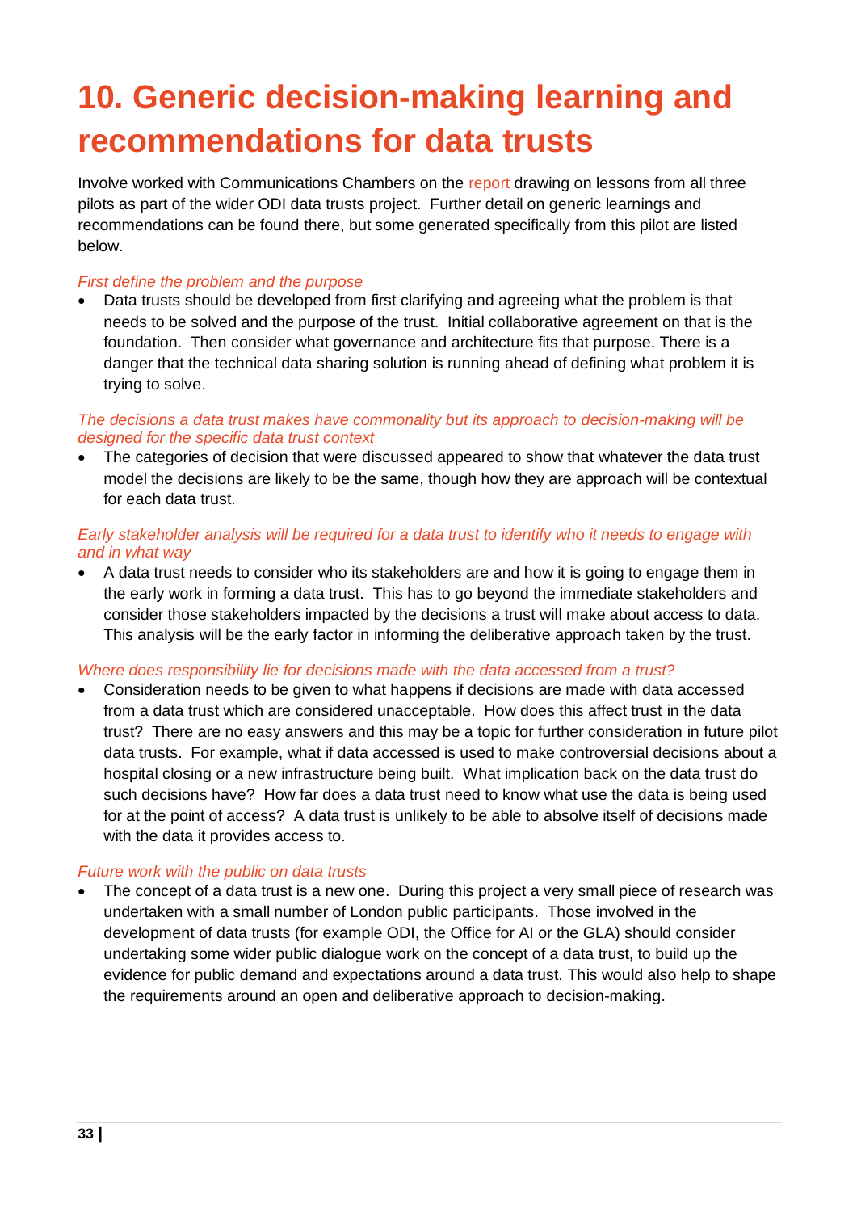# 10. Generic decision-making learning and recommendations for data trusts

Involve worked with Communications Chambers on the report drawing on lessons from all three pilots as part of the wider ODI data trusts project. Further detail on generic learnings and recommendations can be found there, but some generated specifically from this pilot are listed below.

*First define the problem and the purpose*

- Data trusts should be developed from first clarifying and agreeing what the problem is that needs to be solved and the purpose of the trust. Initial collaborative agreement on that is the foundation. Then consider what governance and architecture fits that purpose. There is a danger that the technical data sharing solution is running ahead of defining what problem it is trying to solve.

*The decisions a data trust makes have commonality but its approach to decision-making will be designed for the specific data trust context*

- The categories of decision that were discussed appeared to show that whatever the data trust model the decisions are likely to be the same, though how they are approach will be contextual for each data trust.

*Early stakeholder analysis will be required for a data trust to identify who it needs to engage with and in what way*

- A data trust needs to consider who its stakeholders are and how it is going to engage them in the early work in forming a data trust. This has to go beyond the immediate stakeholders and consider those stakeholders impacted by the decisions a trust will make about access to data. This analysis will be the early factor in informing the deliberative approach taken by the trust.

*Where does responsibility lie for decisions made with the data accessed from a trust?*

- Consideration needs to be given to what happens if decisions are made with data accessed from a data trust which are considered unacceptable. How does this affect trust in the data trust? There are no easy answers and this may be a topic for further consideration in future pilot data trusts. For example, what if data accessed is used to make controversial decisions about a hospital closing or a new infrastructure being built. What implication back on the data trust do such decisions have? How far does a data trust need to know what use the data is being used for at the point of access? A data trust is unlikely to be able to absolve itself of decisions made with the data it provides access to.

*Future work with the public on data trusts*

- The concept of a data trust is a new one. During this project a very small piece of research was undertaken with a small number of London public participants. Those involved in the development of data trusts (for example ODI, the Office for AI or the GLA) should consider undertaking some wider public dialogue work on the concept of a data trust, to build up the evidence for public demand and expectations around a data trust. This would also help to shape the requirements around an open and deliberative approach to decision-making.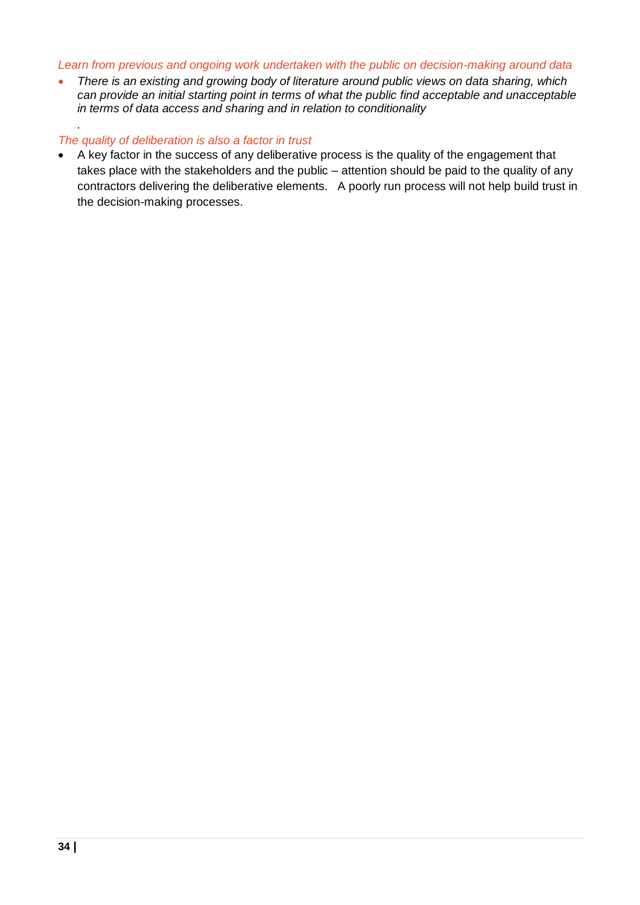*Learn from previous and ongoing work undertaken with the public on decision-making around data*

- *There is an existing and growing body of literature around public views on data sharing, which can provide an initial starting point in terms of what the public find acceptable and unacceptable in terms of data access and sharing and in relation to conditionality*

.

*The quality of deliberation is also a factor in trust*

- A key factor in the success of any deliberative process is the quality of the engagement that takes place with the stakeholders and the public – attention should be paid to the quality of any contractors delivering the deliberative elements. A poorly run process will not help build trust in the decision-making processes.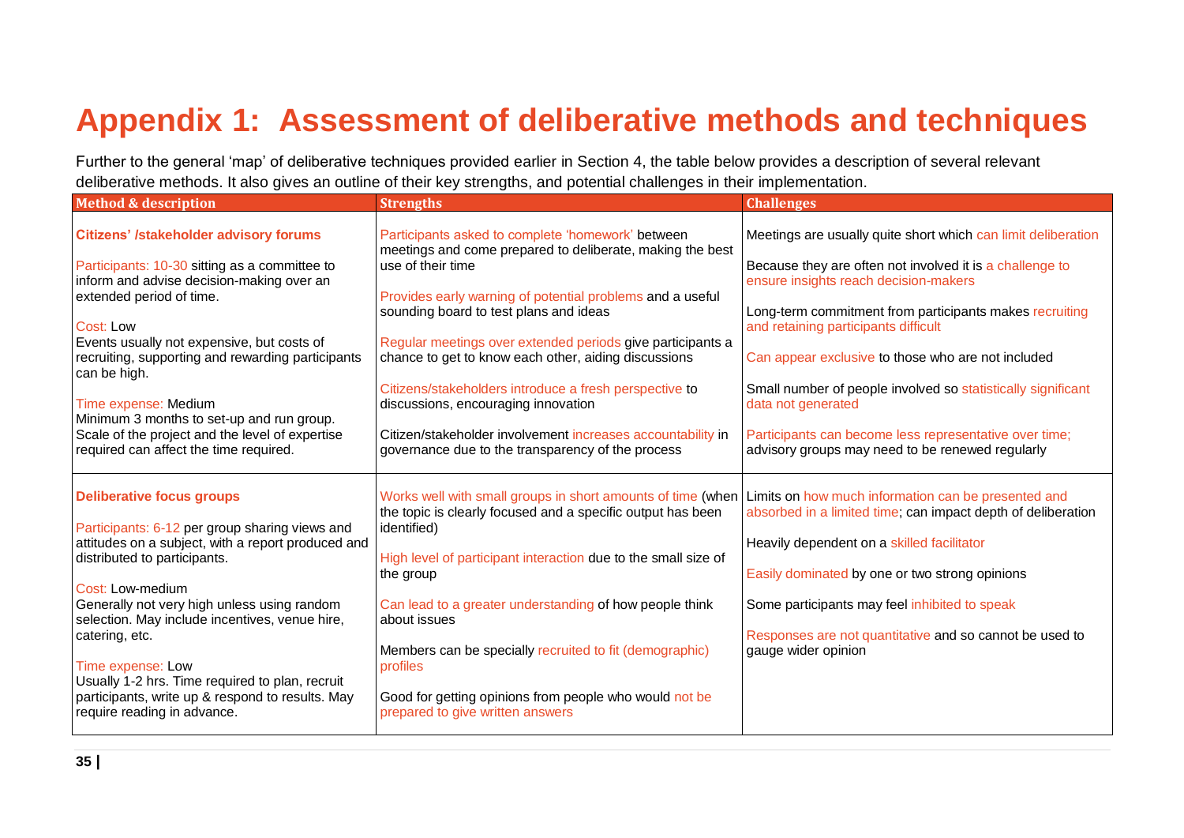# Appendix 1: Assessment of deliberative methods and techniques

Further to the general 'map' of deliberative techniques provided earlier in Section 4, the table below provides a description of several relevant deliberative methods. It also gives an outline of their key strengths, and potential challenges in their implementation.

| Method & description | Strengths | Challenges |
|---|---|---|
| **Citizens' /stakeholder advisory forums**<br><br>Participants: 10-30 sitting as a committee to inform and advise decision-making over an extended period of time.<br><br>Cost: Low<br>Events usually not expensive, but costs of recruiting, supporting and rewarding participants can be high.<br><br>Time expense: Medium<br>Minimum 3 months to set-up and run group. Scale of the project and the level of expertise required can affect the time required. | Participants asked to complete 'homework' between meetings and come prepared to deliberate, making the best use of their time<br><br>Provides early warning of potential problems and a useful sounding board to test plans and ideas<br><br>Regular meetings over extended periods give participants a chance to get to know each other, aiding discussions<br><br>Citizens/stakeholders introduce a fresh perspective to discussions, encouraging innovation<br><br>Citizen/stakeholder involvement increases accountability in governance due to the transparency of the process | Meetings are usually quite short which can limit deliberation<br><br>Because they are often not involved it is a challenge to ensure insights reach decision-makers<br><br>Long-term commitment from participants makes recruiting and retaining participants difficult<br><br>Can appear exclusive to those who are not included<br><br>Small number of people involved so statistically significant data not generated<br><br>Participants can become less representative over time; advisory groups may need to be renewed regularly |
| **Deliberative focus groups**<br><br>Participants: 6-12 per group sharing views and attitudes on a subject, with a report produced and distributed to participants.<br><br>Cost: Low-medium<br>Generally not very high unless using random selection. May include incentives, venue hire, catering, etc.<br><br>Time expense: Low<br>Usually 1-2 hrs. Time required to plan, recruit participants, write up & respond to results. May require reading in advance. | Works well with small groups in short amounts of time (when the topic is clearly focused and a specific output has been identified)<br><br>High level of participant interaction due to the small size of the group<br><br>Can lead to a greater understanding of how people think about issues<br><br>Members can be specially recruited to fit (demographic) profiles<br><br>Good for getting opinions from people who would not be prepared to give written answers | Limits on how much information can be presented and absorbed in a limited time; can impact depth of deliberation<br><br>Heavily dependent on a skilled facilitator<br><br>Easily dominated by one or two strong opinions<br><br>Some participants may feel inhibited to speak<br><br>Responses are not quantitative and so cannot be used to gauge wider opinion |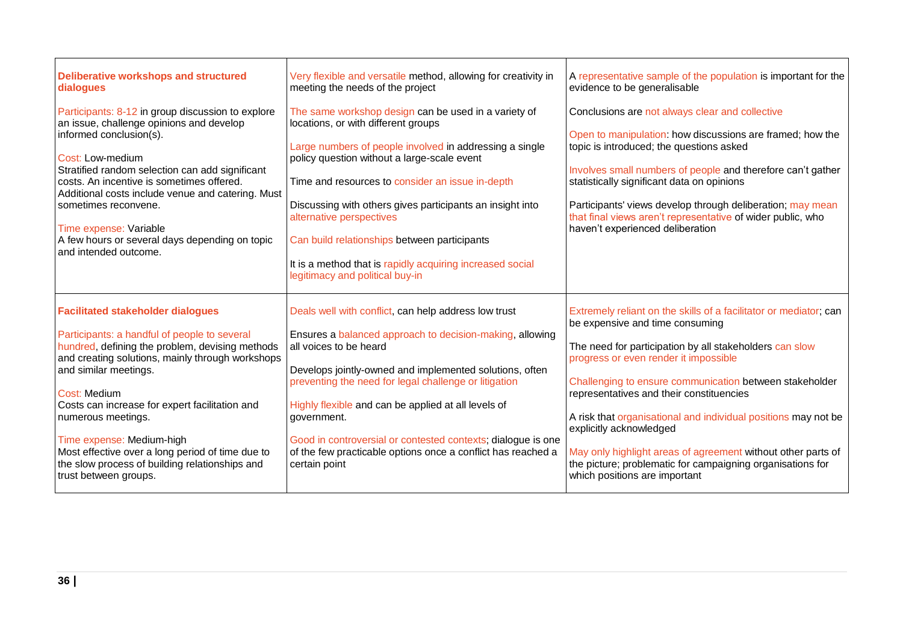| | | |
|---|---|---|
| **Deliberative workshops and structured dialogues**<br><br>Participants: 8-12 in group discussion to explore an issue, challenge opinions and develop informed conclusion(s).<br><br>Cost: Low-medium<br>Stratified random selection can add significant costs. An incentive is sometimes offered. Additional costs include venue and catering. Must sometimes reconvene.<br><br>Time expense: Variable<br>A few hours or several days depending on topic and intended outcome. | Very flexible and versatile method, allowing for creativity in meeting the needs of the project<br><br>The same workshop design can be used in a variety of locations, or with different groups<br><br>Large numbers of people involved in addressing a single policy question without a large-scale event<br><br>Time and resources to consider an issue in-depth<br><br>Discussing with others gives participants an insight into alternative perspectives<br><br>Can build relationships between participants<br><br>It is a method that is rapidly acquiring increased social legitimacy and political buy-in | A representative sample of the population is important for the evidence to be generalisable<br><br>Conclusions are not always clear and collective<br><br>Open to manipulation: how discussions are framed; how the topic is introduced; the questions asked<br><br>Involves small numbers of people and therefore can't gather statistically significant data on opinions<br><br>Participants' views develop through deliberation; may mean that final views aren't representative of wider public, who haven't experienced deliberation |
| **Facilitated stakeholder dialogues**<br><br>Participants: a handful of people to several hundred, defining the problem, devising methods and creating solutions, mainly through workshops and similar meetings.<br><br>Cost: Medium<br>Costs can increase for expert facilitation and numerous meetings.<br><br>Time expense: Medium-high<br>Most effective over a long period of time due to the slow process of building relationships and trust between groups. | Deals well with conflict, can help address low trust<br><br>Ensures a balanced approach to decision-making, allowing all voices to be heard<br><br>Develops jointly-owned and implemented solutions, often preventing the need for legal challenge or litigation<br><br>Highly flexible and can be applied at all levels of government.<br><br>Good in controversial or contested contexts; dialogue is one of the few practicable options once a conflict has reached a certain point | Extremely reliant on the skills of a facilitator or mediator; can be expensive and time consuming<br><br>The need for participation by all stakeholders can slow progress or even render it impossible<br><br>Challenging to ensure communication between stakeholder representatives and their constituencies<br><br>A risk that organisational and individual positions may not be explicitly acknowledged<br><br>May only highlight areas of agreement without other parts of the picture; problematic for campaigning organisations for which positions are important |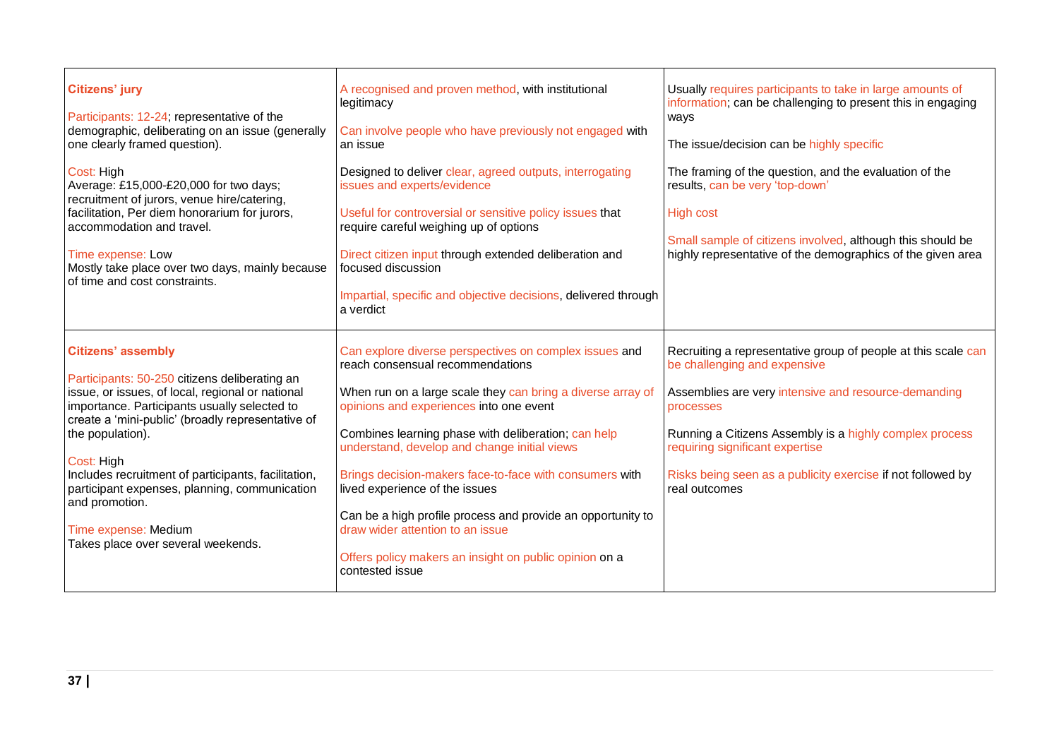| | | |
|---|---|---|
| **Citizens' jury**<br><br>Participants: 12-24; representative of the demographic, deliberating on an issue (generally one clearly framed question).<br><br>Cost: High<br>Average: £15,000-£20,000 for two days; recruitment of jurors, venue hire/catering, facilitation, Per diem honorarium for jurors, accommodation and travel.<br><br>Time expense: Low<br>Mostly take place over two days, mainly because of time and cost constraints. | A recognised and proven method, with institutional legitimacy<br><br>Can involve people who have previously not engaged with an issue<br><br>Designed to deliver clear, agreed outputs, interrogating issues and experts/evidence<br><br>Useful for controversial or sensitive policy issues that require careful weighing up of options<br><br>Direct citizen input through extended deliberation and focused discussion<br><br>Impartial, specific and objective decisions, delivered through a verdict | Usually requires participants to take in large amounts of information; can be challenging to present this in engaging ways<br><br>The issue/decision can be highly specific<br><br>The framing of the question, and the evaluation of the results, can be very 'top-down'<br><br>High cost<br><br>Small sample of citizens involved, although this should be highly representative of the demographics of the given area |
| **Citizens' assembly**<br><br>Participants: 50-250 citizens deliberating an issue, or issues, of local, regional or national importance. Participants usually selected to create a 'mini-public' (broadly representative of the population).<br><br>Cost: High<br>Includes recruitment of participants, facilitation, participant expenses, planning, communication and promotion.<br><br>Time expense: Medium<br>Takes place over several weekends. | Can explore diverse perspectives on complex issues and reach consensual recommendations<br><br>When run on a large scale they can bring a diverse array of opinions and experiences into one event<br><br>Combines learning phase with deliberation; can help understand, develop and change initial views<br><br>Brings decision-makers face-to-face with consumers with lived experience of the issues<br><br>Can be a high profile process and provide an opportunity to draw wider attention to an issue<br><br>Offers policy makers an insight on public opinion on a contested issue | Recruiting a representative group of people at this scale can be challenging and expensive<br><br>Assemblies are very intensive and resource-demanding processes<br><br>Running a Citizens Assembly is a highly complex process requiring significant expertise<br><br>Risks being seen as a publicity exercise if not followed by real outcomes |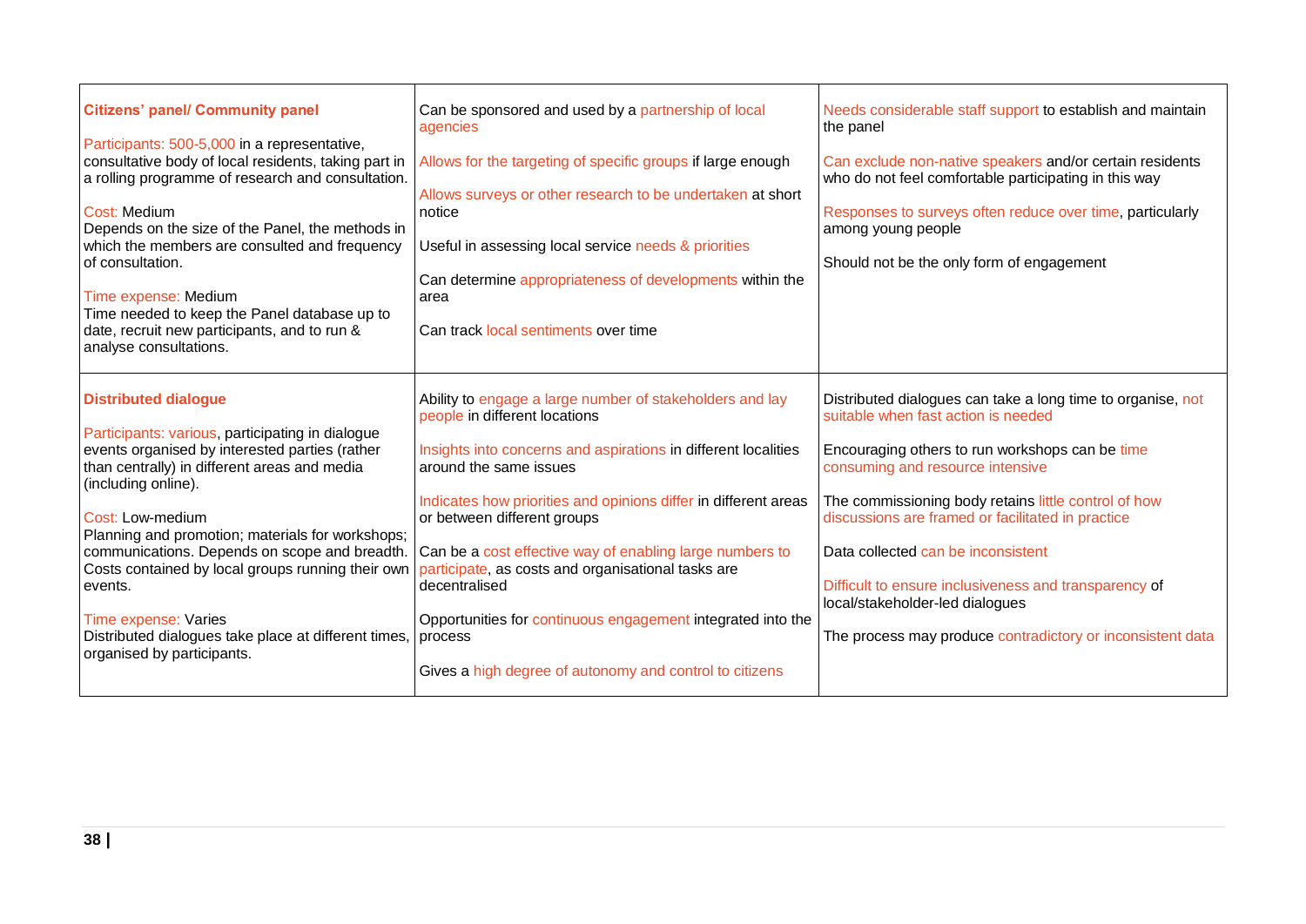| | | |
|---|---|---|
| **Citizens' panel/ Community panel**<br><br>Participants: 500-5,000 in a representative, consultative body of local residents, taking part in a rolling programme of research and consultation.<br><br>Cost: Medium<br>Depends on the size of the Panel, the methods in which the members are consulted and frequency of consultation.<br><br>Time expense: Medium<br>Time needed to keep the Panel database up to date, recruit new participants, and to run & analyse consultations. | Can be sponsored and used by a partnership of local agencies<br><br>Allows for the targeting of specific groups if large enough<br><br>Allows surveys or other research to be undertaken at short notice<br><br>Useful in assessing local service needs & priorities<br><br>Can determine appropriateness of developments within the area<br><br>Can track local sentiments over time | Needs considerable staff support to establish and maintain the panel<br><br>Can exclude non-native speakers and/or certain residents who do not feel comfortable participating in this way<br><br>Responses to surveys often reduce over time, particularly among young people<br><br>Should not be the only form of engagement |
| **Distributed dialogue**<br><br>Participants: various, participating in dialogue events organised by interested parties (rather than centrally) in different areas and media (including online).<br><br>Cost: Low-medium<br>Planning and promotion; materials for workshops; communications. Depends on scope and breadth. Costs contained by local groups running their own events.<br><br>Time expense: Varies<br>Distributed dialogues take place at different times, organised by participants. | Ability to engage a large number of stakeholders and lay people in different locations<br><br>Insights into concerns and aspirations in different localities around the same issues<br><br>Indicates how priorities and opinions differ in different areas or between different groups<br><br>Can be a cost effective way of enabling large numbers to participate, as costs and organisational tasks are decentralised<br><br>Opportunities for continuous engagement integrated into the process<br><br>Gives a high degree of autonomy and control to citizens | Distributed dialogues can take a long time to organise, not suitable when fast action is needed<br><br>Encouraging others to run workshops can be time consuming and resource intensive<br><br>The commissioning body retains little control of how discussions are framed or facilitated in practice<br><br>Data collected can be inconsistent<br><br>Difficult to ensure inclusiveness and transparency of local/stakeholder-led dialogues<br><br>The process may produce contradictory or inconsistent data |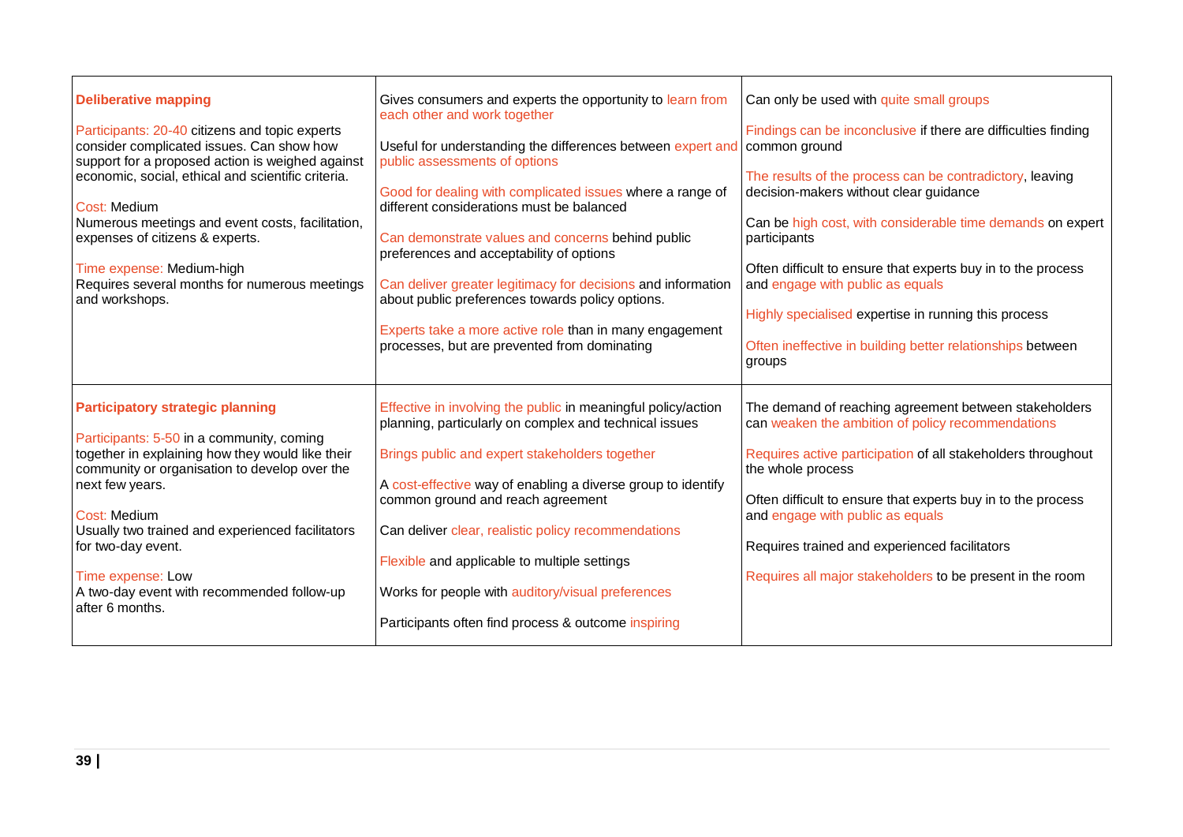| | | |
|---|---|---|
| **Deliberative mapping**<br><br>Participants: 20-40 citizens and topic experts consider complicated issues. Can show how support for a proposed action is weighed against economic, social, ethical and scientific criteria.<br><br>Cost: Medium<br>Numerous meetings and event costs, facilitation, expenses of citizens & experts.<br><br>Time expense: Medium-high<br>Requires several months for numerous meetings and workshops. | Gives consumers and experts the opportunity to learn from each other and work together<br><br>Useful for understanding the differences between expert and public assessments of options<br><br>Good for dealing with complicated issues where a range of different considerations must be balanced<br><br>Can demonstrate values and concerns behind public preferences and acceptability of options<br><br>Can deliver greater legitimacy for decisions and information about public preferences towards policy options.<br><br>Experts take a more active role than in many engagement processes, but are prevented from dominating | Can only be used with quite small groups<br><br>Findings can be inconclusive if there are difficulties finding common ground<br><br>The results of the process can be contradictory, leaving decision-makers without clear guidance<br><br>Can be high cost, with considerable time demands on expert participants<br><br>Often difficult to ensure that experts buy in to the process and engage with public as equals<br><br>Highly specialised expertise in running this process<br><br>Often ineffective in building better relationships between groups |
| **Participatory strategic planning**<br><br>Participants: 5-50 in a community, coming together in explaining how they would like their community or organisation to develop over the next few years.<br><br>Cost: Medium<br>Usually two trained and experienced facilitators for two-day event.<br><br>Time expense: Low<br>A two-day event with recommended follow-up after 6 months. | Effective in involving the public in meaningful policy/action planning, particularly on complex and technical issues<br><br>Brings public and expert stakeholders together<br><br>A cost-effective way of enabling a diverse group to identify common ground and reach agreement<br><br>Can deliver clear, realistic policy recommendations<br><br>Flexible and applicable to multiple settings<br><br>Works for people with auditory/visual preferences<br><br>Participants often find process & outcome inspiring | The demand of reaching agreement between stakeholders can weaken the ambition of policy recommendations<br><br>Requires active participation of all stakeholders throughout the whole process<br><br>Often difficult to ensure that experts buy in to the process and engage with public as equals<br><br>Requires trained and experienced facilitators<br><br>Requires all major stakeholders to be present in the room |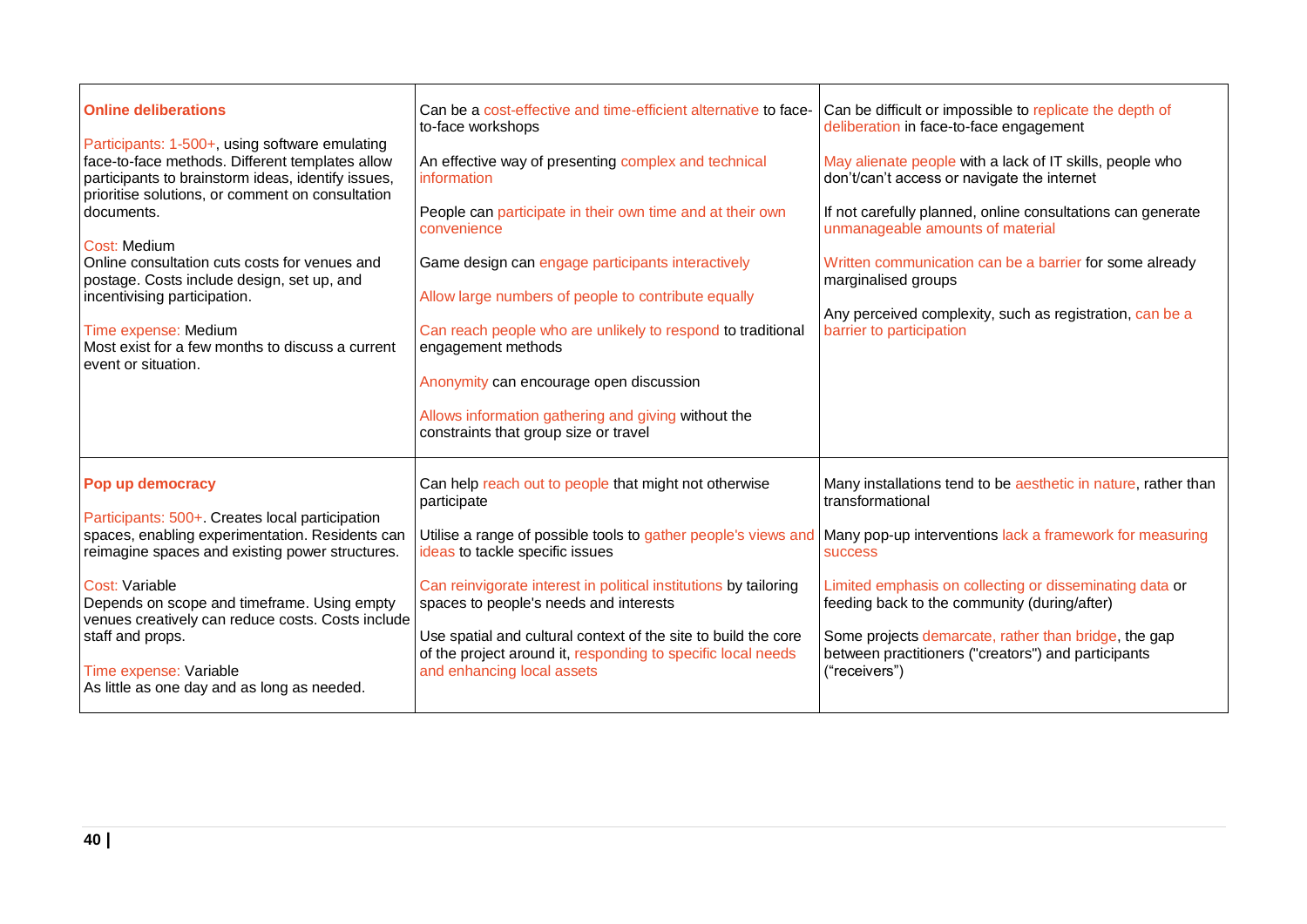| | | |
|---|---|---|
| **Online deliberations**<br><br>Participants: 1-500+, using software emulating face-to-face methods. Different templates allow participants to brainstorm ideas, identify issues, prioritise solutions, or comment on consultation documents.<br><br>Cost: Medium<br>Online consultation cuts costs for venues and postage. Costs include design, set up, and incentivising participation.<br><br>Time expense: Medium<br>Most exist for a few months to discuss a current event or situation. | Can be a cost-effective and time-efficient alternative to face-to-face workshops<br><br>An effective way of presenting complex and technical information<br><br>People can participate in their own time and at their own convenience<br><br>Game design can engage participants interactively<br><br>Allow large numbers of people to contribute equally<br><br>Can reach people who are unlikely to respond to traditional engagement methods<br><br>Anonymity can encourage open discussion<br><br>Allows information gathering and giving without the constraints that group size or travel | Can be difficult or impossible to replicate the depth of deliberation in face-to-face engagement<br><br>May alienate people with a lack of IT skills, people who don't/can't access or navigate the internet<br><br>If not carefully planned, online consultations can generate unmanageable amounts of material<br><br>Written communication can be a barrier for some already marginalised groups<br><br>Any perceived complexity, such as registration, can be a barrier to participation |
| **Pop up democracy**<br><br>Participants: 500+. Creates local participation spaces, enabling experimentation. Residents can reimagine spaces and existing power structures.<br><br>Cost: Variable<br>Depends on scope and timeframe. Using empty venues creatively can reduce costs. Costs include staff and props.<br><br>Time expense: Variable<br>As little as one day and as long as needed. | Can help reach out to people that might not otherwise participate<br><br>Utilise a range of possible tools to gather people's views and ideas to tackle specific issues<br><br>Can reinvigorate interest in political institutions by tailoring spaces to people's needs and interests<br><br>Use spatial and cultural context of the site to build the core of the project around it, responding to specific local needs and enhancing local assets | Many installations tend to be aesthetic in nature, rather than transformational<br><br>Many pop-up interventions lack a framework for measuring success<br><br>Limited emphasis on collecting or disseminating data or feeding back to the community (during/after)<br><br>Some projects demarcate, rather than bridge, the gap between practitioners ("creators") and participants ("receivers") |